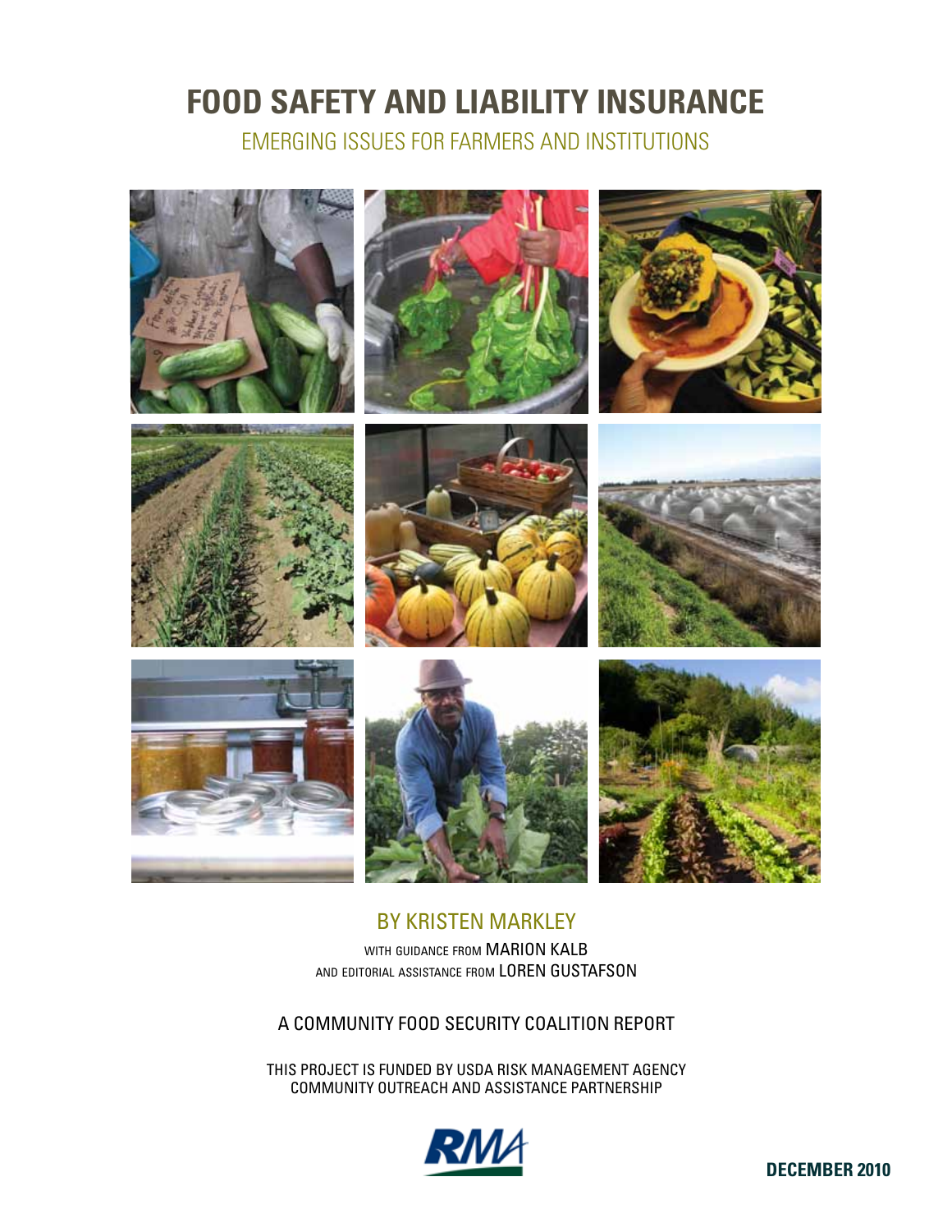# FOOD SAFETY AND LIABILITY INSURANCE

## EMERGING ISSUES FOR FARMERS AND INSTITUTIONS

BY KRISTEN MARKLEY

WITH GUIDANCE FROM MARION KALB
AND EDITORIAL ASSISTANCE FROM LOREN GUSTAFSON

A COMMUNITY FOOD SECURITY COALITION REPORT

THIS PROJECT IS FUNDED BY USDA RISK MANAGEMENT AGENCY
COMMUNITY OUTREACH AND ASSISTANCE PARTNERSHIP

RMA

**DECEMBER 2010**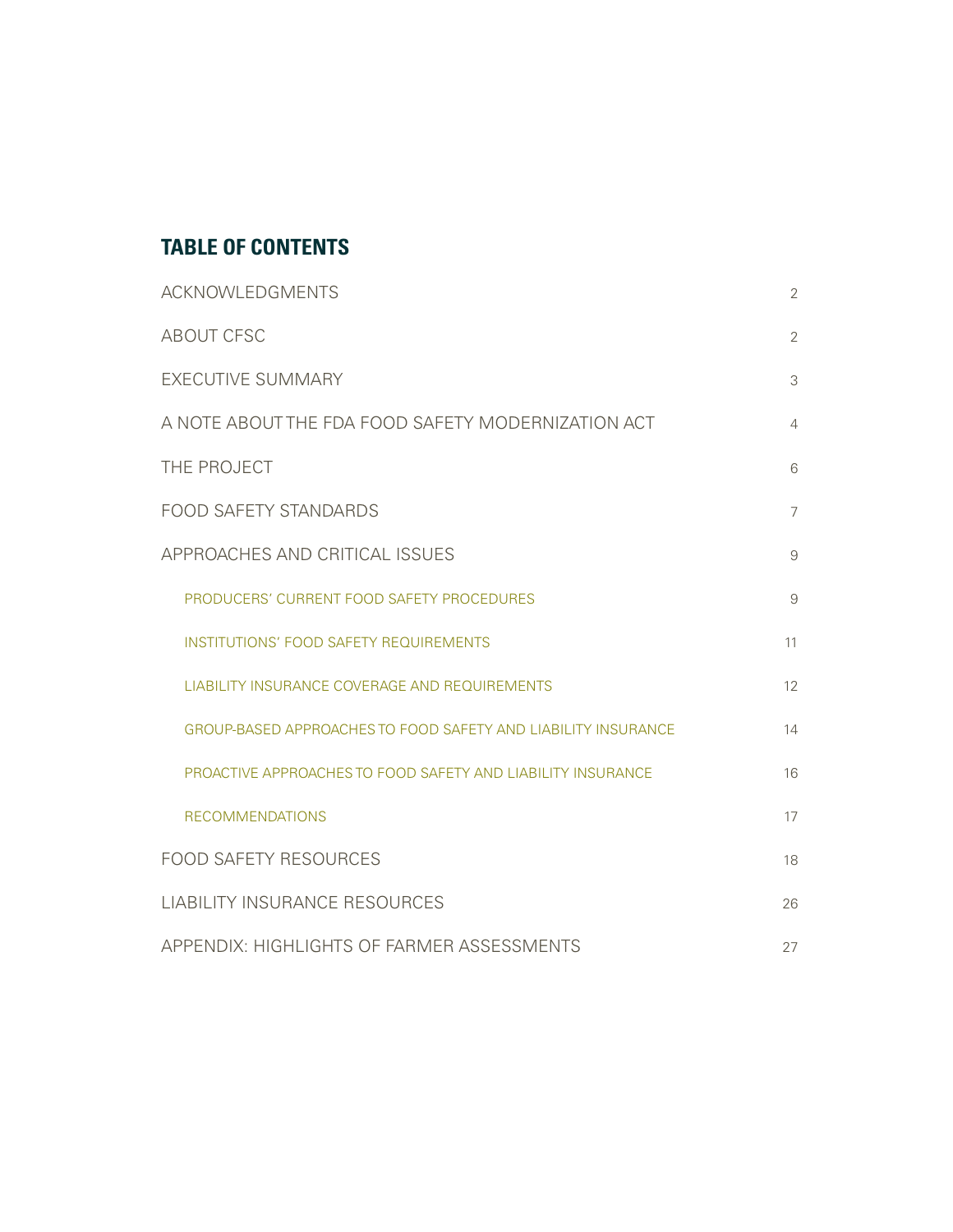## TABLE OF CONTENTS

| | |
|---|---|
| ACKNOWLEDGMENTS | 2 |
| ABOUT CFSC | 2 |
| EXECUTIVE SUMMARY | 3 |
| A NOTE ABOUT THE FDA FOOD SAFETY MODERNIZATION ACT | 4 |
| THE PROJECT | 6 |
| FOOD SAFETY STANDARDS | 7 |
| APPROACHES AND CRITICAL ISSUES | 9 |
| PRODUCERS' CURRENT FOOD SAFETY PROCEDURES | 9 |
| INSTITUTIONS' FOOD SAFETY REQUIREMENTS | 11 |
| LIABILITY INSURANCE COVERAGE AND REQUIREMENTS | 12 |
| GROUP-BASED APPROACHES TO FOOD SAFETY AND LIABILITY INSURANCE | 14 |
| PROACTIVE APPROACHES TO FOOD SAFETY AND LIABILITY INSURANCE | 16 |
| RECOMMENDATIONS | 17 |
| FOOD SAFETY RESOURCES | 18 |
| LIABILITY INSURANCE RESOURCES | 26 |
| APPENDIX: HIGHLIGHTS OF FARMER ASSESSMENTS | 27 |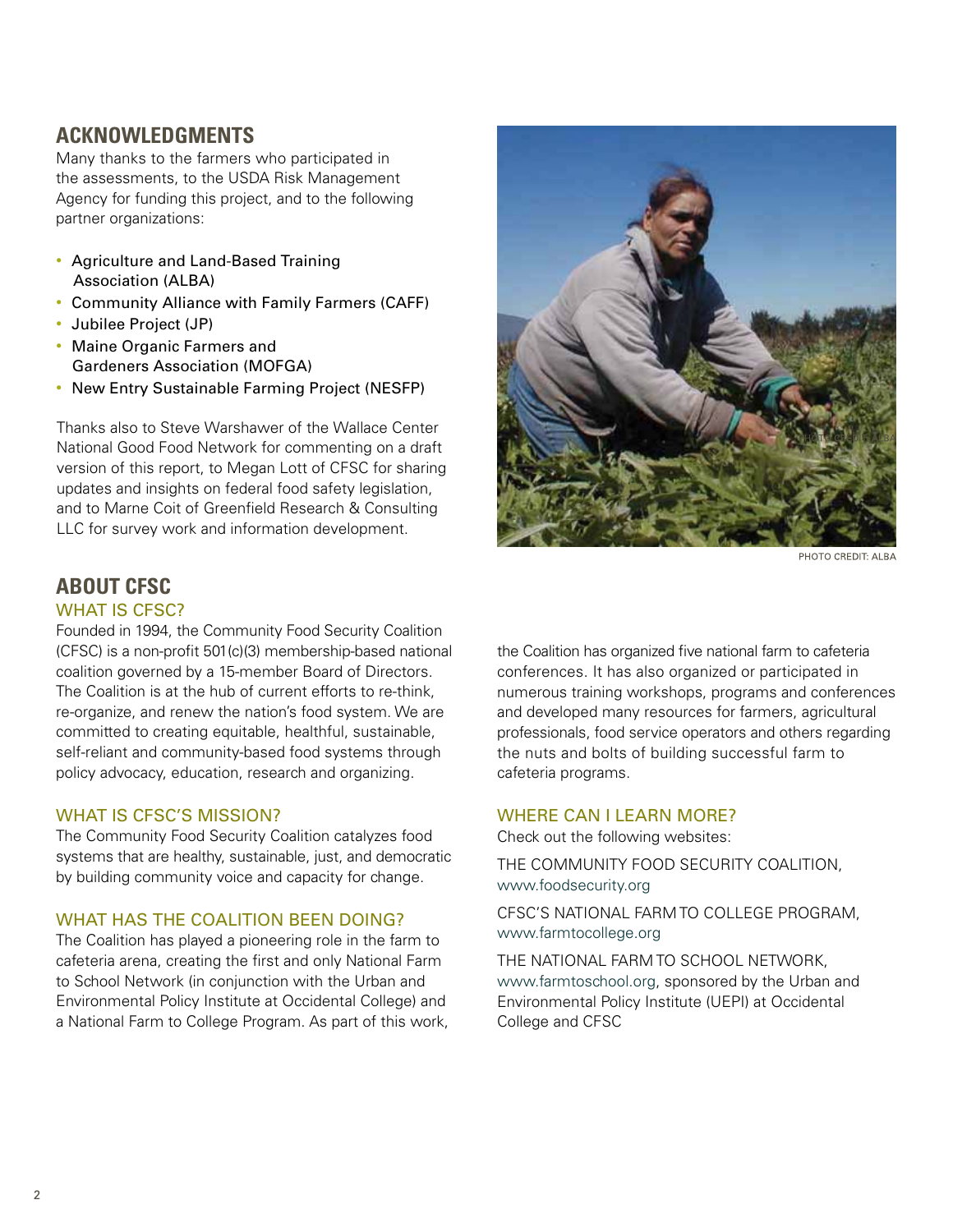## ACKNOWLEDGMENTS

Many thanks to the farmers who participated in the assessments, to the USDA Risk Management Agency for funding this project, and to the following partner organizations:

- Agriculture and Land-Based Training Association (ALBA)
- Community Alliance with Family Farmers (CAFF)
- Jubilee Project (JP)
- Maine Organic Farmers and Gardeners Association (MOFGA)
- New Entry Sustainable Farming Project (NESFP)

Thanks also to Steve Warshawer of the Wallace Center National Good Food Network for commenting on a draft version of this report, to Megan Lott of CFSC for sharing updates and insights on federal food safety legislation, and to Marne Coit of Greenfield Research & Consulting LLC for survey work and information development.

PHOTO CREDIT: ALBA

## ABOUT CFSC

### WHAT IS CFSC?

Founded in 1994, the Community Food Security Coalition (CFSC) is a non-profit 501(c)(3) membership-based national coalition governed by a 15-member Board of Directors. The Coalition is at the hub of current efforts to re-think, re-organize, and renew the nation's food system. We are committed to creating equitable, healthful, sustainable, self-reliant and community-based food systems through policy advocacy, education, research and organizing.

### WHAT IS CFSC'S MISSION?

The Community Food Security Coalition catalyzes food systems that are healthy, sustainable, just, and democratic by building community voice and capacity for change.

### WHAT HAS THE COALITION BEEN DOING?

The Coalition has played a pioneering role in the farm to cafeteria arena, creating the first and only National Farm to School Network (in conjunction with the Urban and Environmental Policy Institute at Occidental College) and a National Farm to College Program. As part of this work, the Coalition has organized five national farm to cafeteria conferences. It has also organized or participated in numerous training workshops, programs and conferences and developed many resources for farmers, agricultural professionals, food service operators and others regarding the nuts and bolts of building successful farm to cafeteria programs.

### WHERE CAN I LEARN MORE?

Check out the following websites:

THE COMMUNITY FOOD SECURITY COALITION, www.foodsecurity.org

CFSC'S NATIONAL FARM TO COLLEGE PROGRAM, www.farmtocollege.org

THE NATIONAL FARM TO SCHOOL NETWORK, www.farmtoschool.org, sponsored by the Urban and Environmental Policy Institute (UEPI) at Occidental College and CFSC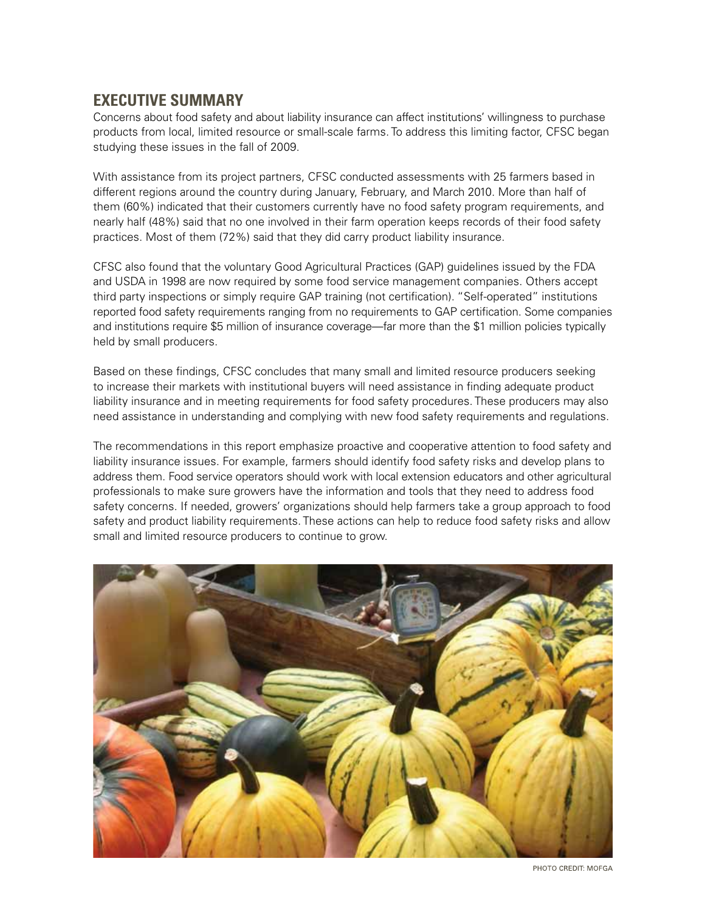## EXECUTIVE SUMMARY

Concerns about food safety and about liability insurance can affect institutions' willingness to purchase products from local, limited resource or small-scale farms. To address this limiting factor, CFSC began studying these issues in the fall of 2009.

With assistance from its project partners, CFSC conducted assessments with 25 farmers based in different regions around the country during January, February, and March 2010. More than half of them (60%) indicated that their customers currently have no food safety program requirements, and nearly half (48%) said that no one involved in their farm operation keeps records of their food safety practices. Most of them (72%) said that they did carry product liability insurance.

CFSC also found that the voluntary Good Agricultural Practices (GAP) guidelines issued by the FDA and USDA in 1998 are now required by some food service management companies. Others accept third party inspections or simply require GAP training (not certification). "Self-operated" institutions reported food safety requirements ranging from no requirements to GAP certification. Some companies and institutions require $5 million of insurance coverage—far more than the $1 million policies typically held by small producers.

Based on these findings, CFSC concludes that many small and limited resource producers seeking to increase their markets with institutional buyers will need assistance in finding adequate product liability insurance and in meeting requirements for food safety procedures. These producers may also need assistance in understanding and complying with new food safety requirements and regulations.

The recommendations in this report emphasize proactive and cooperative attention to food safety and liability insurance issues. For example, farmers should identify food safety risks and develop plans to address them. Food service operators should work with local extension educators and other agricultural professionals to make sure growers have the information and tools that they need to address food safety concerns. If needed, growers' organizations should help farmers take a group approach to food safety and product liability requirements. These actions can help to reduce food safety risks and allow small and limited resource producers to continue to grow.

PHOTO CREDIT: MOFGA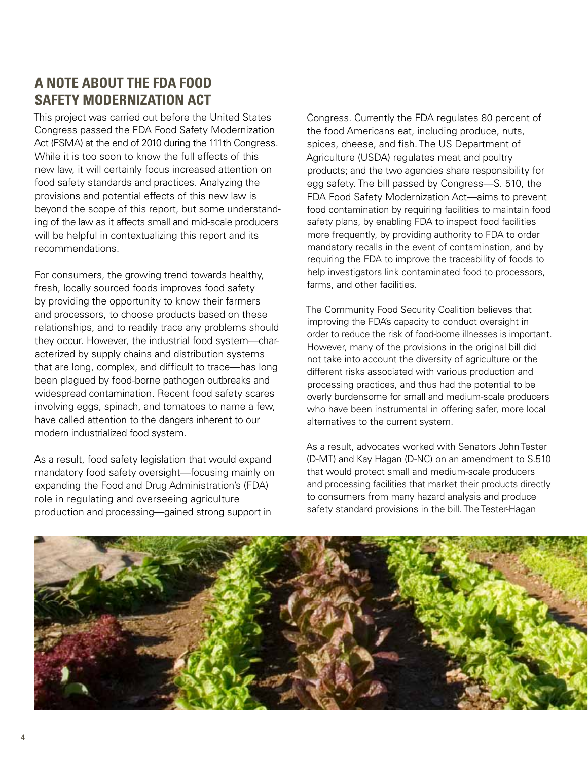## A NOTE ABOUT THE FDA FOOD SAFETY MODERNIZATION ACT

This project was carried out before the United States Congress passed the FDA Food Safety Modernization Act (FSMA) at the end of 2010 during the 111th Congress. While it is too soon to know the full effects of this new law, it will certainly focus increased attention on food safety standards and practices. Analyzing the provisions and potential effects of this new law is beyond the scope of this report, but some understanding of the law as it affects small and mid-scale producers will be helpful in contextualizing this report and its recommendations.

For consumers, the growing trend towards healthy, fresh, locally sourced foods improves food safety by providing the opportunity to know their farmers and processors, to choose products based on these relationships, and to readily trace any problems should they occur. However, the industrial food system—characterized by supply chains and distribution systems that are long, complex, and difficult to trace—has long been plagued by food-borne pathogen outbreaks and widespread contamination. Recent food safety scares involving eggs, spinach, and tomatoes to name a few, have called attention to the dangers inherent to our modern industrialized food system.

As a result, food safety legislation that would expand mandatory food safety oversight—focusing mainly on expanding the Food and Drug Administration's (FDA) role in regulating and overseeing agriculture production and processing—gained strong support in Congress. Currently the FDA regulates 80 percent of the food Americans eat, including produce, nuts, spices, cheese, and fish. The US Department of Agriculture (USDA) regulates meat and poultry products; and the two agencies share responsibility for egg safety. The bill passed by Congress—S. 510, the FDA Food Safety Modernization Act—aims to prevent food contamination by requiring facilities to maintain food safety plans, by enabling FDA to inspect food facilities more frequently, by providing authority to FDA to order mandatory recalls in the event of contamination, and by requiring the FDA to improve the traceability of foods to help investigators link contaminated food to processors, farms, and other facilities.

The Community Food Security Coalition believes that improving the FDA's capacity to conduct oversight in order to reduce the risk of food-borne illnesses is important. However, many of the provisions in the original bill did not take into account the diversity of agriculture or the different risks associated with various production and processing practices, and thus had the potential to be overly burdensome for small and medium-scale producers who have been instrumental in offering safer, more local alternatives to the current system.

As a result, advocates worked with Senators John Tester (D-MT) and Kay Hagan (D-NC) on an amendment to S.510 that would protect small and medium-scale producers and processing facilities that market their products directly to consumers from many hazard analysis and produce safety standard provisions in the bill. The Tester-Hagan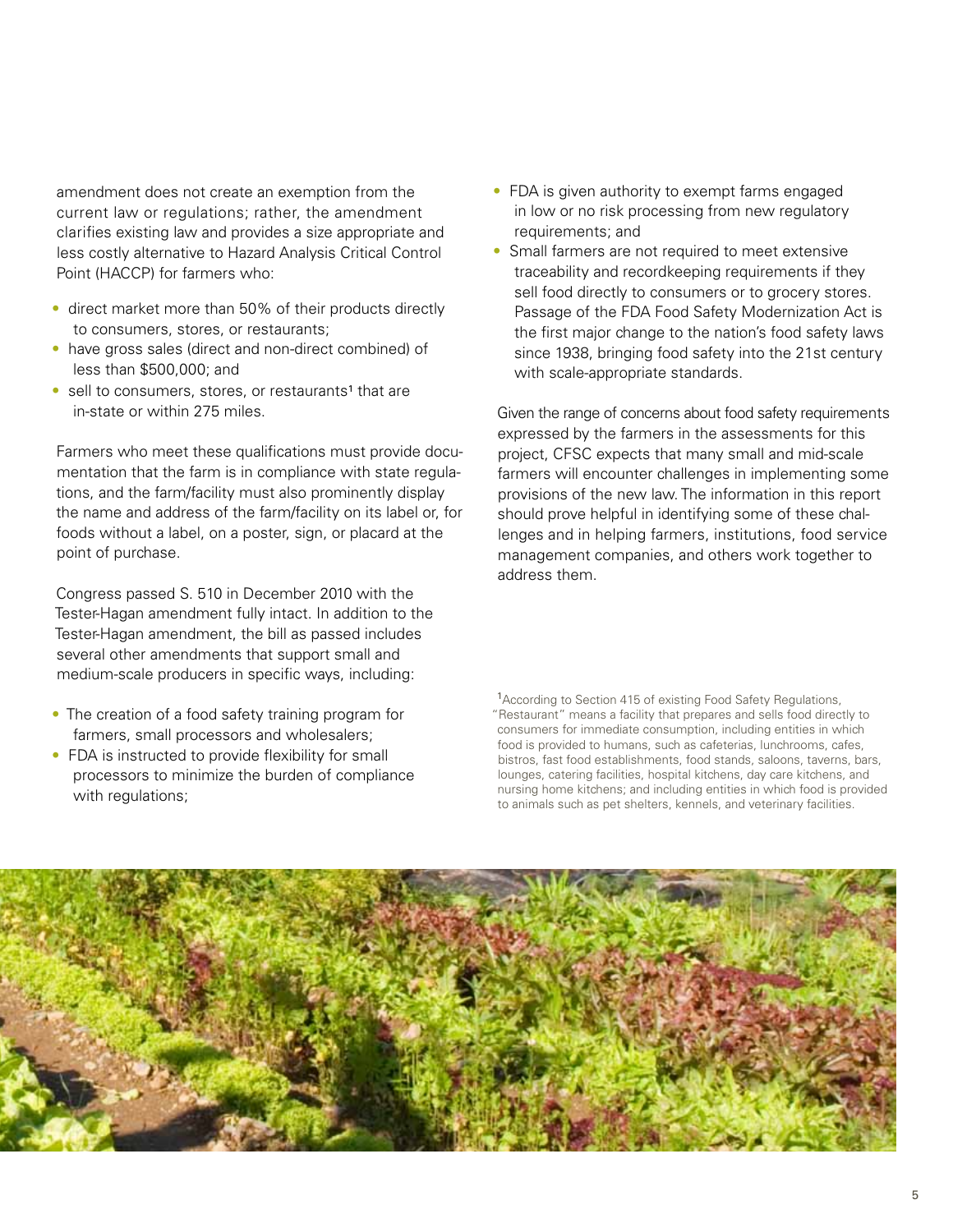amendment does not create an exemption from the current law or regulations; rather, the amendment clarifies existing law and provides a size appropriate and less costly alternative to Hazard Analysis Critical Control Point (HACCP) for farmers who:

- direct market more than 50% of their products directly to consumers, stores, or restaurants;
- have gross sales (direct and non-direct combined) of less than $500,000; and
- sell to consumers, stores, or restaurants[1] that are in-state or within 275 miles.

Farmers who meet these qualifications must provide documentation that the farm is in compliance with state regulations, and the farm/facility must also prominently display the name and address of the farm/facility on its label or, for foods without a label, on a poster, sign, or placard at the point of purchase.

Congress passed S. 510 in December 2010 with the Tester-Hagan amendment fully intact. In addition to the Tester-Hagan amendment, the bill as passed includes several other amendments that support small and medium-scale producers in specific ways, including:

- The creation of a food safety training program for farmers, small processors and wholesalers;
- FDA is instructed to provide flexibility for small processors to minimize the burden of compliance with regulations;
- FDA is given authority to exempt farms engaged in low or no risk processing from new regulatory requirements; and
- Small farmers are not required to meet extensive traceability and recordkeeping requirements if they sell food directly to consumers or to grocery stores. Passage of the FDA Food Safety Modernization Act is the first major change to the nation's food safety laws since 1938, bringing food safety into the 21st century with scale-appropriate standards.

Given the range of concerns about food safety requirements expressed by the farmers in the assessments for this project, CFSC expects that many small and mid-scale farmers will encounter challenges in implementing some provisions of the new law. The information in this report should prove helpful in identifying some of these challenges and in helping farmers, institutions, food service management companies, and others work together to address them.

[1]According to Section 415 of existing Food Safety Regulations, "Restaurant" means a facility that prepares and sells food directly to consumers for immediate consumption, including entities in which food is provided to humans, such as cafeterias, lunchrooms, cafes, bistros, fast food establishments, food stands, saloons, taverns, bars, lounges, catering facilities, hospital kitchens, day care kitchens, and nursing home kitchens; and including entities in which food is provided to animals such as pet shelters, kennels, and veterinary facilities.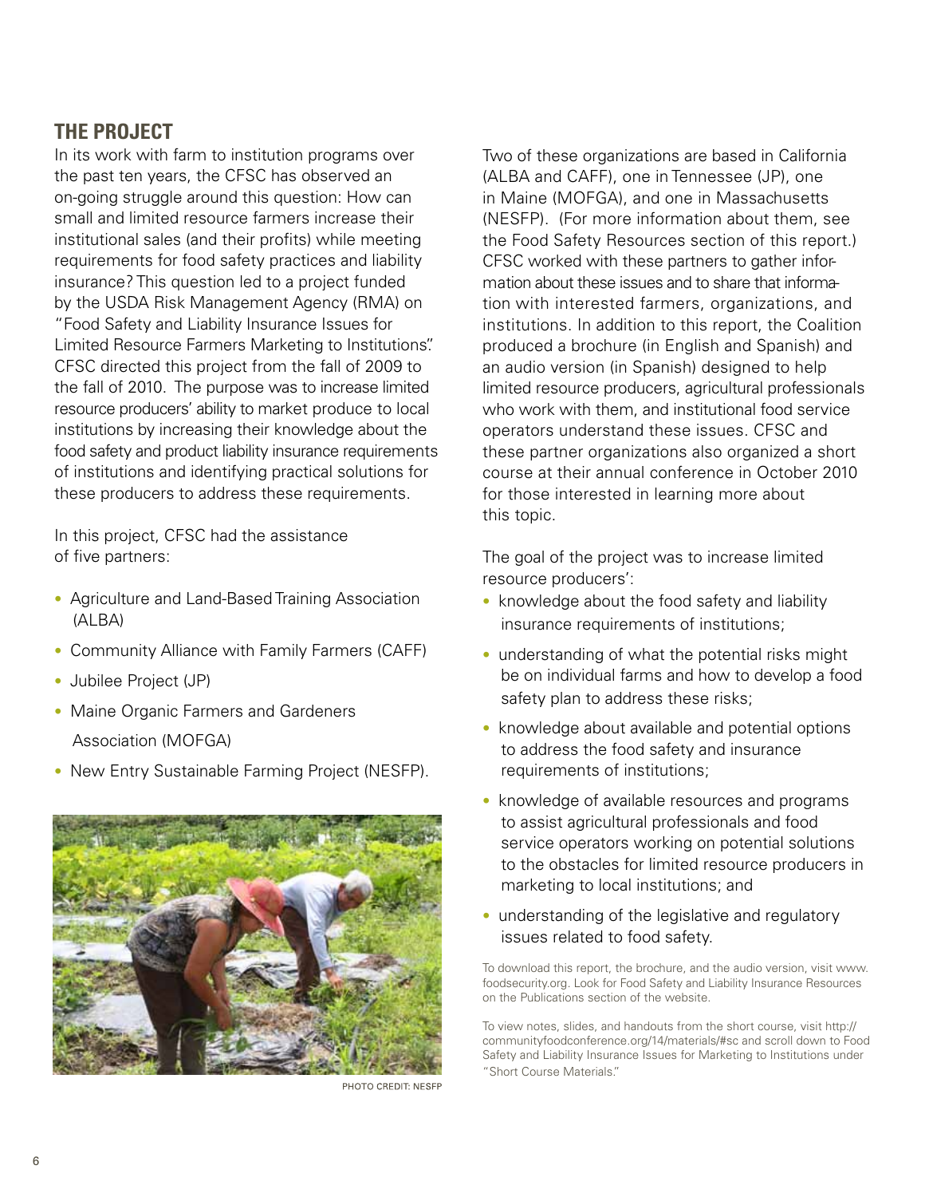## THE PROJECT

In its work with farm to institution programs over the past ten years, the CFSC has observed an on-going struggle around this question: How can small and limited resource farmers increase their institutional sales (and their profits) while meeting requirements for food safety practices and liability insurance? This question led to a project funded by the USDA Risk Management Agency (RMA) on "Food Safety and Liability Insurance Issues for Limited Resource Farmers Marketing to Institutions". CFSC directed this project from the fall of 2009 to the fall of 2010. The purpose was to increase limited resource producers' ability to market produce to local institutions by increasing their knowledge about the food safety and product liability insurance requirements of institutions and identifying practical solutions for these producers to address these requirements.

In this project, CFSC had the assistance of five partners:

- Agriculture and Land-Based Training Association (ALBA)
- Community Alliance with Family Farmers (CAFF)
- Jubilee Project (JP)
- Maine Organic Farmers and Gardeners Association (MOFGA)
- New Entry Sustainable Farming Project (NESFP).

PHOTO CREDIT: NESFP

Two of these organizations are based in California (ALBA and CAFF), one in Tennessee (JP), one in Maine (MOFGA), and one in Massachusetts (NESFP). (For more information about them, see the Food Safety Resources section of this report.) CFSC worked with these partners to gather information about these issues and to share that information with interested farmers, organizations, and institutions. In addition to this report, the Coalition produced a brochure (in English and Spanish) and an audio version (in Spanish) designed to help limited resource producers, agricultural professionals who work with them, and institutional food service operators understand these issues. CFSC and these partner organizations also organized a short course at their annual conference in October 2010 for those interested in learning more about this topic.

The goal of the project was to increase limited resource producers':

- knowledge about the food safety and liability insurance requirements of institutions;
- understanding of what the potential risks might be on individual farms and how to develop a food safety plan to address these risks;
- knowledge about available and potential options to address the food safety and insurance requirements of institutions;
- knowledge of available resources and programs to assist agricultural professionals and food service operators working on potential solutions to the obstacles for limited resource producers in marketing to local institutions; and
- understanding of the legislative and regulatory issues related to food safety.

To download this report, the brochure, and the audio version, visit www.foodsecurity.org. Look for Food Safety and Liability Insurance Resources on the Publications section of the website.

To view notes, slides, and handouts from the short course, visit http://communityfoodconference.org/14/materials/#sc and scroll down to Food Safety and Liability Insurance Issues for Marketing to Institutions under "Short Course Materials."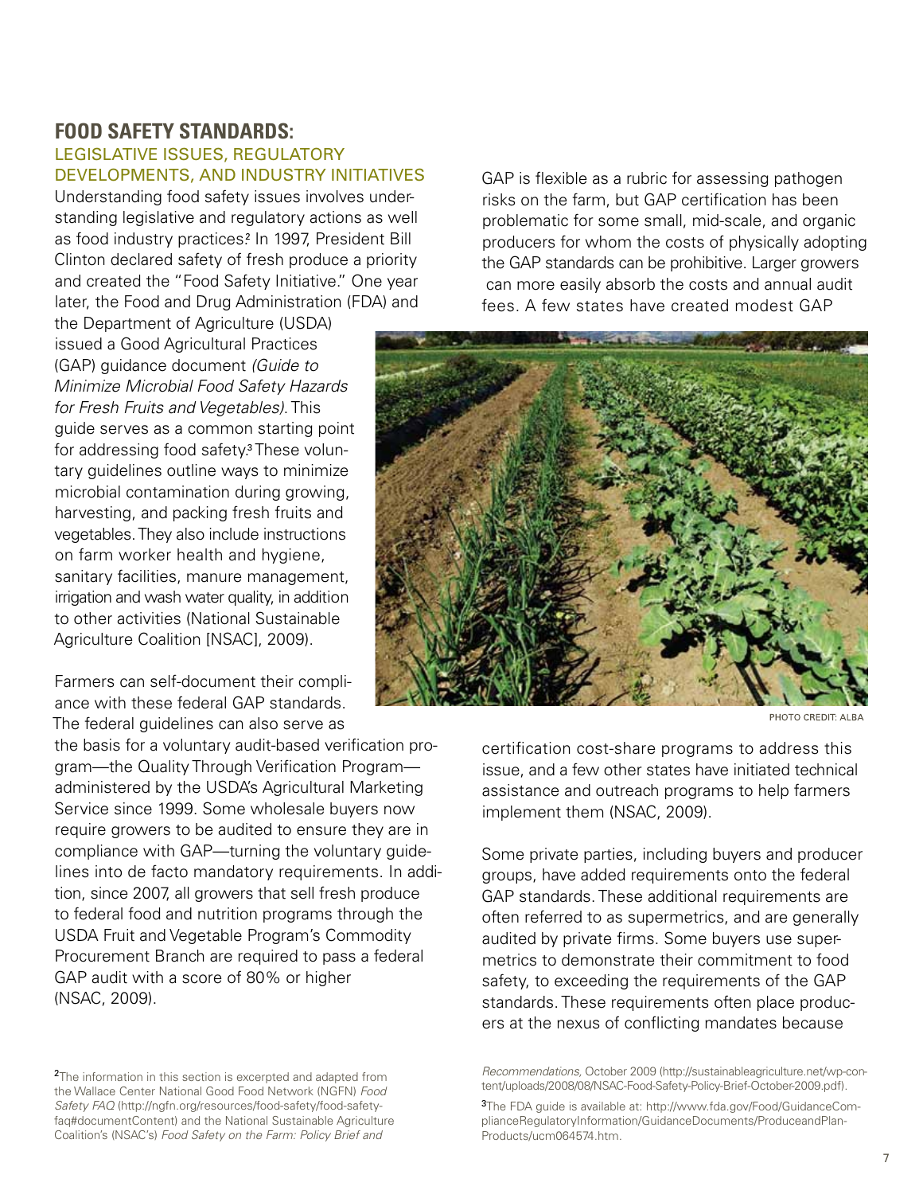## FOOD SAFETY STANDARDS:
### LEGISLATIVE ISSUES, REGULATORY DEVELOPMENTS, AND INDUSTRY INITIATIVES

Understanding food safety issues involves understanding legislative and regulatory actions as well as food industry practices.[2] In 1997, President Bill Clinton declared safety of fresh produce a priority and created the "Food Safety Initiative." One year later, the Food and Drug Administration (FDA) and the Department of Agriculture (USDA) issued a Good Agricultural Practices (GAP) guidance document *(Guide to Minimize Microbial Food Safety Hazards for Fresh Fruits and Vegetables)*. This guide serves as a common starting point for addressing food safety.[3] These voluntary guidelines outline ways to minimize microbial contamination during growing, harvesting, and packing fresh fruits and vegetables. They also include instructions on farm worker health and hygiene, sanitary facilities, manure management, irrigation and wash water quality, in addition to other activities (National Sustainable Agriculture Coalition [NSAC], 2009).

Farmers can self-document their compliance with these federal GAP standards. The federal guidelines can also serve as the basis for a voluntary audit-based verification program—the Quality Through Verification Program—administered by the USDA's Agricultural Marketing Service since 1999. Some wholesale buyers now require growers to be audited to ensure they are in compliance with GAP—turning the voluntary guidelines into de facto mandatory requirements. In addition, since 2007, all growers that sell fresh produce to federal food and nutrition programs through the USDA Fruit and Vegetable Program's Commodity Procurement Branch are required to pass a federal GAP audit with a score of 80% or higher (NSAC, 2009).

GAP is flexible as a rubric for assessing pathogen risks on the farm, but GAP certification has been problematic for some small, mid-scale, and organic producers for whom the costs of physically adopting the GAP standards can be prohibitive. Larger growers can more easily absorb the costs and annual audit fees. A few states have created modest GAP certification cost-share programs to address this issue, and a few other states have initiated technical assistance and outreach programs to help farmers implement them (NSAC, 2009).

PHOTO CREDIT: ALBA

Some private parties, including buyers and producer groups, have added requirements onto the federal GAP standards. These additional requirements are often referred to as supermetrics, and are generally audited by private firms. Some buyers use supermetrics to demonstrate their commitment to food safety, to exceeding the requirements of the GAP standards. These requirements often place producers at the nexus of conflicting mandates because

[2]The information in this section is excerpted and adapted from the Wallace Center National Good Food Network (NGFN) *Food Safety FAQ* (http://ngfn.org/resources/food-safety/food-safety-faq#documentContent) and the National Sustainable Agriculture Coalition's (NSAC's) *Food Safety on the Farm: Policy Brief and Recommendations,* October 2009 (http://sustainableagriculture.net/wp-content/uploads/2008/08/NSAC-Food-Safety-Policy-Brief-October-2009.pdf).

[3]The FDA guide is available at: http://www.fda.gov/Food/GuidanceComplianceRegulatoryInformation/GuidanceDocuments/ProduceandPlanProducts/ucm064574.htm.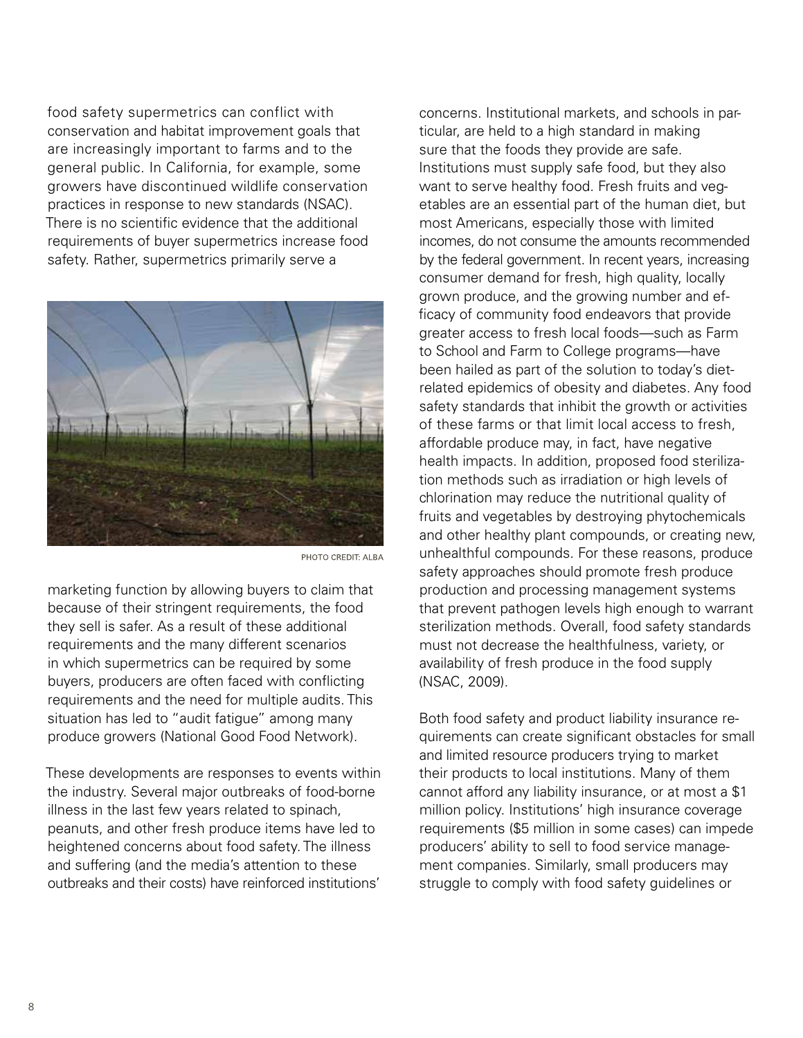food safety supermetrics can conflict with conservation and habitat improvement goals that are increasingly important to farms and to the general public. In California, for example, some growers have discontinued wildlife conservation practices in response to new standards (NSAC). There is no scientific evidence that the additional requirements of buyer supermetrics increase food safety. Rather, supermetrics primarily serve a marketing function by allowing buyers to claim that because of their stringent requirements, the food they sell is safer. As a result of these additional requirements and the many different scenarios in which supermetrics can be required by some buyers, producers are often faced with conflicting requirements and the need for multiple audits. This situation has led to "audit fatigue" among many produce growers (National Good Food Network).

PHOTO CREDIT: ALBA

These developments are responses to events within the industry. Several major outbreaks of food-borne illness in the last few years related to spinach, peanuts, and other fresh produce items have led to heightened concerns about food safety. The illness and suffering (and the media's attention to these outbreaks and their costs) have reinforced institutions' concerns. Institutional markets, and schools in particular, are held to a high standard in making sure that the foods they provide are safe. Institutions must supply safe food, but they also want to serve healthy food. Fresh fruits and vegetables are an essential part of the human diet, but most Americans, especially those with limited incomes, do not consume the amounts recommended by the federal government. In recent years, increasing consumer demand for fresh, high quality, locally grown produce, and the growing number and efficacy of community food endeavors that provide greater access to fresh local foods—such as Farm to School and Farm to College programs—have been hailed as part of the solution to today's diet-related epidemics of obesity and diabetes. Any food safety standards that inhibit the growth or activities of these farms or that limit local access to fresh, affordable produce may, in fact, have negative health impacts. In addition, proposed food sterilization methods such as irradiation or high levels of chlorination may reduce the nutritional quality of fruits and vegetables by destroying phytochemicals and other healthy plant compounds, or creating new, unhealthful compounds. For these reasons, produce safety approaches should promote fresh produce production and processing management systems that prevent pathogen levels high enough to warrant sterilization methods. Overall, food safety standards must not decrease the healthfulness, variety, or availability of fresh produce in the food supply (NSAC, 2009).

Both food safety and product liability insurance requirements can create significant obstacles for small and limited resource producers trying to market their products to local institutions. Many of them cannot afford any liability insurance, or at most a $1 million policy. Institutions' high insurance coverage requirements ($5 million in some cases) can impede producers' ability to sell to food service management companies. Similarly, small producers may struggle to comply with food safety guidelines or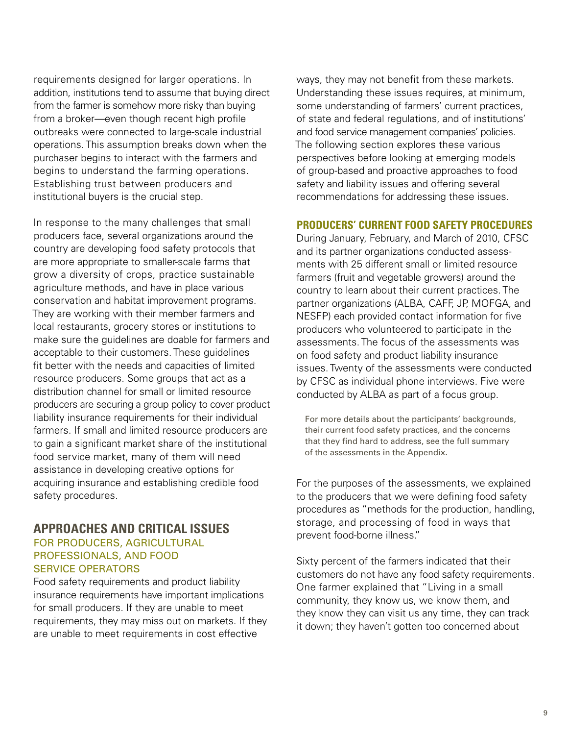requirements designed for larger operations. In addition, institutions tend to assume that buying direct from the farmer is somehow more risky than buying from a broker—even though recent high profile outbreaks were connected to large-scale industrial operations. This assumption breaks down when the purchaser begins to interact with the farmers and begins to understand the farming operations. Establishing trust between producers and institutional buyers is the crucial step.

In response to the many challenges that small producers face, several organizations around the country are developing food safety protocols that are more appropriate to smaller-scale farms that grow a diversity of crops, practice sustainable agriculture methods, and have in place various conservation and habitat improvement programs. They are working with their member farmers and local restaurants, grocery stores or institutions to make sure the guidelines are doable for farmers and acceptable to their customers. These guidelines fit better with the needs and capacities of limited resource producers. Some groups that act as a distribution channel for small or limited resource producers are securing a group policy to cover product liability insurance requirements for their individual farmers. If small and limited resource producers are to gain a significant market share of the institutional food service market, many of them will need assistance in developing creative options for acquiring insurance and establishing credible food safety procedures.

## APPROACHES AND CRITICAL ISSUES

### FOR PRODUCERS, AGRICULTURAL PROFESSIONALS, AND FOOD SERVICE OPERATORS

Food safety requirements and product liability insurance requirements have important implications for small producers. If they are unable to meet requirements, they may miss out on markets. If they are unable to meet requirements in cost effective ways, they may not benefit from these markets. Understanding these issues requires, at minimum, some understanding of farmers' current practices, of state and federal regulations, and of institutions' and food service management companies' policies. The following section explores these various perspectives before looking at emerging models of group-based and proactive approaches to food safety and liability issues and offering several recommendations for addressing these issues.

### PRODUCERS' CURRENT FOOD SAFETY PROCEDURES

During January, February, and March of 2010, CFSC and its partner organizations conducted assessments with 25 different small or limited resource farmers (fruit and vegetable growers) around the country to learn about their current practices. The partner organizations (ALBA, CAFF, JP, MOFGA, and NESFP) each provided contact information for five producers who volunteered to participate in the assessments. The focus of the assessments was on food safety and product liability insurance issues. Twenty of the assessments were conducted by CFSC as individual phone interviews. Five were conducted by ALBA as part of a focus group.

For more details about the participants' backgrounds, their current food safety practices, and the concerns that they find hard to address, see the full summary of the assessments in the Appendix.

For the purposes of the assessments, we explained to the producers that we were defining food safety procedures as "methods for the production, handling, storage, and processing of food in ways that prevent food-borne illness."

Sixty percent of the farmers indicated that their customers do not have any food safety requirements. One farmer explained that "Living in a small community, they know us, we know them, and they know they can visit us any time, they can track it down; they haven't gotten too concerned about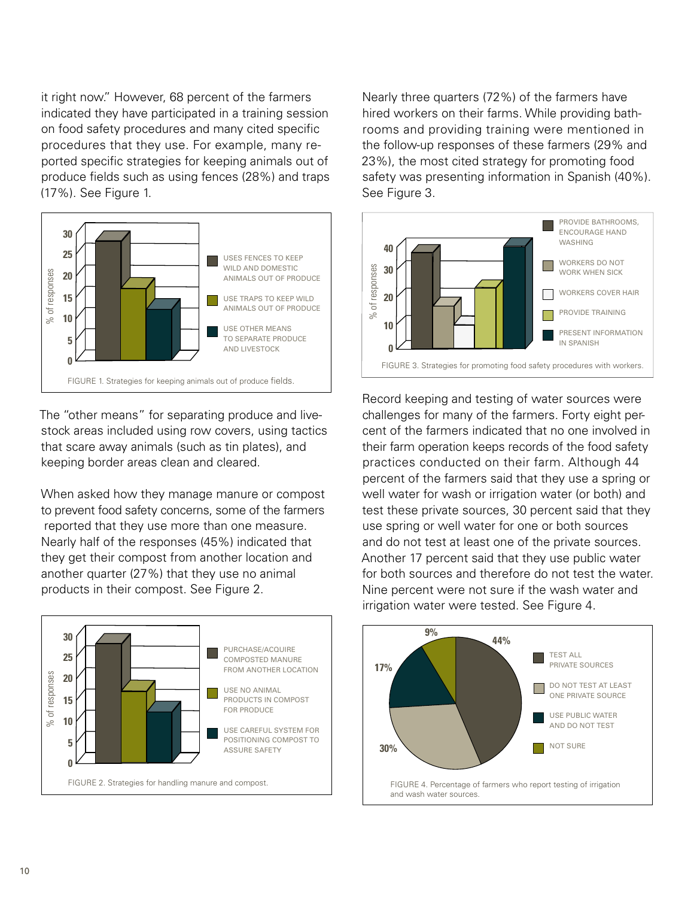it right now." However, 68 percent of the farmers indicated they have participated in a training session on food safety procedures and many cited specific procedures that they use. For example, many reported specific strategies for keeping animals out of produce fields such as using fences (28%) and traps (17%). See Figure 1.

FIGURE 1. Strategies for keeping animals out of produce fields.

The "other means" for separating produce and livestock areas included using row covers, using tactics that scare away animals (such as tin plates), and keeping border areas clean and cleared.

When asked how they manage manure or compost to prevent food safety concerns, some of the farmers reported that they use more than one measure. Nearly half of the responses (45%) indicated that they get their compost from another location and another quarter (27%) that they use no animal products in their compost. See Figure 2.

FIGURE 2. Strategies for handling manure and compost.

Nearly three quarters (72%) of the farmers have hired workers on their farms. While providing bathrooms and providing training were mentioned in the follow-up responses of these farmers (29% and 23%), the most cited strategy for promoting food safety was presenting information in Spanish (40%). See Figure 3.

FIGURE 3. Strategies for promoting food safety procedures with workers.

Record keeping and testing of water sources were challenges for many of the farmers. Forty eight percent of the farmers indicated that no one involved in their farm operation keeps records of the food safety practices conducted on their farm. Although 44 percent of the farmers said that they use a spring or well water for wash or irrigation water (or both) and test these private sources, 30 percent said that they use spring or well water for one or both sources and do not test at least one of the private sources. Another 17 percent said that they use public water for both sources and therefore do not test the water. Nine percent were not sure if the wash water and irrigation water were tested. See Figure 4.

FIGURE 4. Percentage of farmers who report testing of irrigation and wash water sources.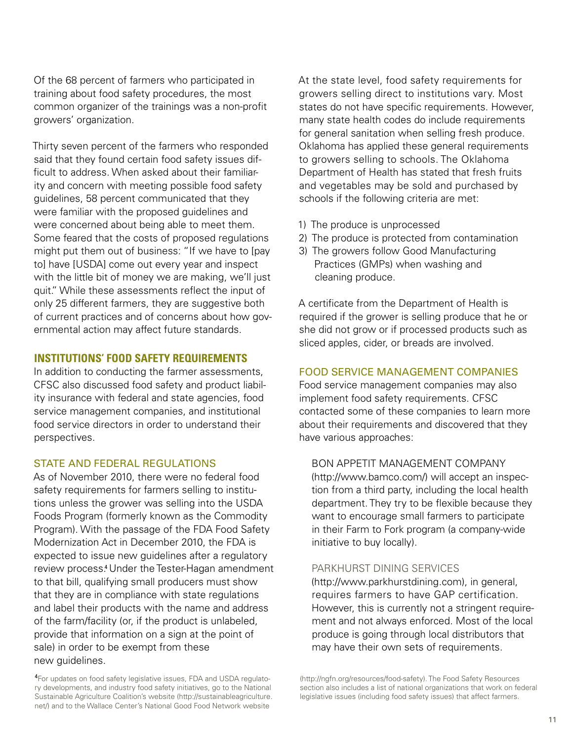Of the 68 percent of farmers who participated in training about food safety procedures, the most common organizer of the trainings was a non-profit growers' organization.

Thirty seven percent of the farmers who responded said that they found certain food safety issues difficult to address. When asked about their familiarity and concern with meeting possible food safety guidelines, 58 percent communicated that they were familiar with the proposed guidelines and were concerned about being able to meet them. Some feared that the costs of proposed regulations might put them out of business: "If we have to [pay to] have [USDA] come out every year and inspect with the little bit of money we are making, we'll just quit." While these assessments reflect the input of only 25 different farmers, they are suggestive both of current practices and of concerns about how governmental action may affect future standards.

## INSTITUTIONS' FOOD SAFETY REQUIREMENTS

In addition to conducting the farmer assessments, CFSC also discussed food safety and product liability insurance with federal and state agencies, food service management companies, and institutional food service directors in order to understand their perspectives.

### STATE AND FEDERAL REGULATIONS

As of November 2010, there were no federal food safety requirements for farmers selling to institutions unless the grower was selling into the USDA Foods Program (formerly known as the Commodity Program). With the passage of the FDA Food Safety Modernization Act in December 2010, the FDA is expected to issue new guidelines after a regulatory review process.[4] Under the Tester-Hagan amendment to that bill, qualifying small producers must show that they are in compliance with state regulations and label their products with the name and address of the farm/facility (or, if the product is unlabeled, provide that information on a sign at the point of sale) in order to be exempt from these new guidelines.

At the state level, food safety requirements for growers selling direct to institutions vary. Most states do not have specific requirements. However, many state health codes do include requirements for general sanitation when selling fresh produce. Oklahoma has applied these general requirements to growers selling to schools. The Oklahoma Department of Health has stated that fresh fruits and vegetables may be sold and purchased by schools if the following criteria are met:

1) The produce is unprocessed
2) The produce is protected from contamination
3) The growers follow Good Manufacturing Practices (GMPs) when washing and cleaning produce.

A certificate from the Department of Health is required if the grower is selling produce that he or she did not grow or if processed products such as sliced apples, cider, or breads are involved.

### FOOD SERVICE MANAGEMENT COMPANIES

Food service management companies may also implement food safety requirements. CFSC contacted some of these companies to learn more about their requirements and discovered that they have various approaches:

BON APPETIT MANAGEMENT COMPANY (http://www.bamco.com/) will accept an inspection from a third party, including the local health department. They try to be flexible because they want to encourage small farmers to participate in their Farm to Fork program (a company-wide initiative to buy locally).

PARKHURST DINING SERVICES (http://www.parkhurstdining.com), in general, requires farmers to have GAP certification. However, this is currently not a stringent requirement and not always enforced. Most of the local produce is going through local distributors that may have their own sets of requirements.

[4] For updates on food safety legislative issues, FDA and USDA regulatory developments, and industry food safety initiatives, go to the National Sustainable Agriculture Coalition's website (http://sustainableagriculture.net/) and to the Wallace Center's National Good Food Network website (http://ngfn.org/resources/food-safety). The Food Safety Resources section also includes a list of national organizations that work on federal legislative issues (including food safety issues) that affect farmers.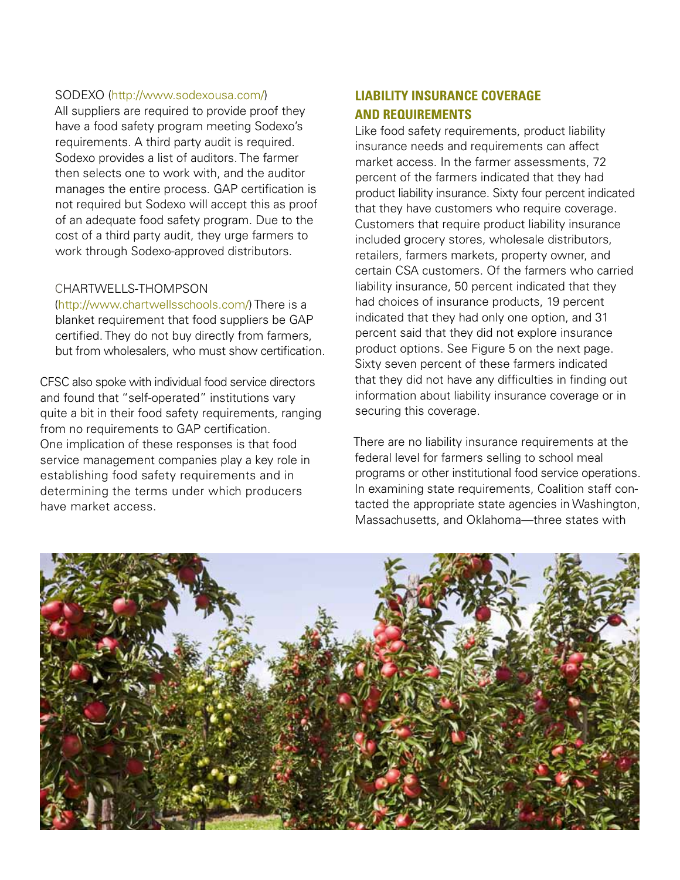SODEXO (http://www.sodexousa.com/)

All suppliers are required to provide proof they have a food safety program meeting Sodexo's requirements. A third party audit is required. Sodexo provides a list of auditors. The farmer then selects one to work with, and the auditor manages the entire process. GAP certification is not required but Sodexo will accept this as proof of an adequate food safety program. Due to the cost of a third party audit, they urge farmers to work through Sodexo-approved distributors.

CHARTWELLS-THOMPSON

(http://www.chartwellsschools.com/) There is a blanket requirement that food suppliers be GAP certified. They do not buy directly from farmers, but from wholesalers, who must show certification.

CFSC also spoke with individual food service directors and found that "self-operated" institutions vary quite a bit in their food safety requirements, ranging from no requirements to GAP certification. One implication of these responses is that food service management companies play a key role in establishing food safety requirements and in determining the terms under which producers have market access.

## LIABILITY INSURANCE COVERAGE AND REQUIREMENTS

Like food safety requirements, product liability insurance needs and requirements can affect market access. In the farmer assessments, 72 percent of the farmers indicated that they had product liability insurance. Sixty four percent indicated that they have customers who require coverage. Customers that require product liability insurance included grocery stores, wholesale distributors, retailers, farmers markets, property owner, and certain CSA customers. Of the farmers who carried liability insurance, 50 percent indicated that they had choices of insurance products, 19 percent indicated that they had only one option, and 31 percent said that they did not explore insurance product options. See Figure 5 on the next page. Sixty seven percent of these farmers indicated that they did not have any difficulties in finding out information about liability insurance coverage or in securing this coverage.

There are no liability insurance requirements at the federal level for farmers selling to school meal programs or other institutional food service operations. In examining state requirements, Coalition staff contacted the appropriate state agencies in Washington, Massachusetts, and Oklahoma—three states with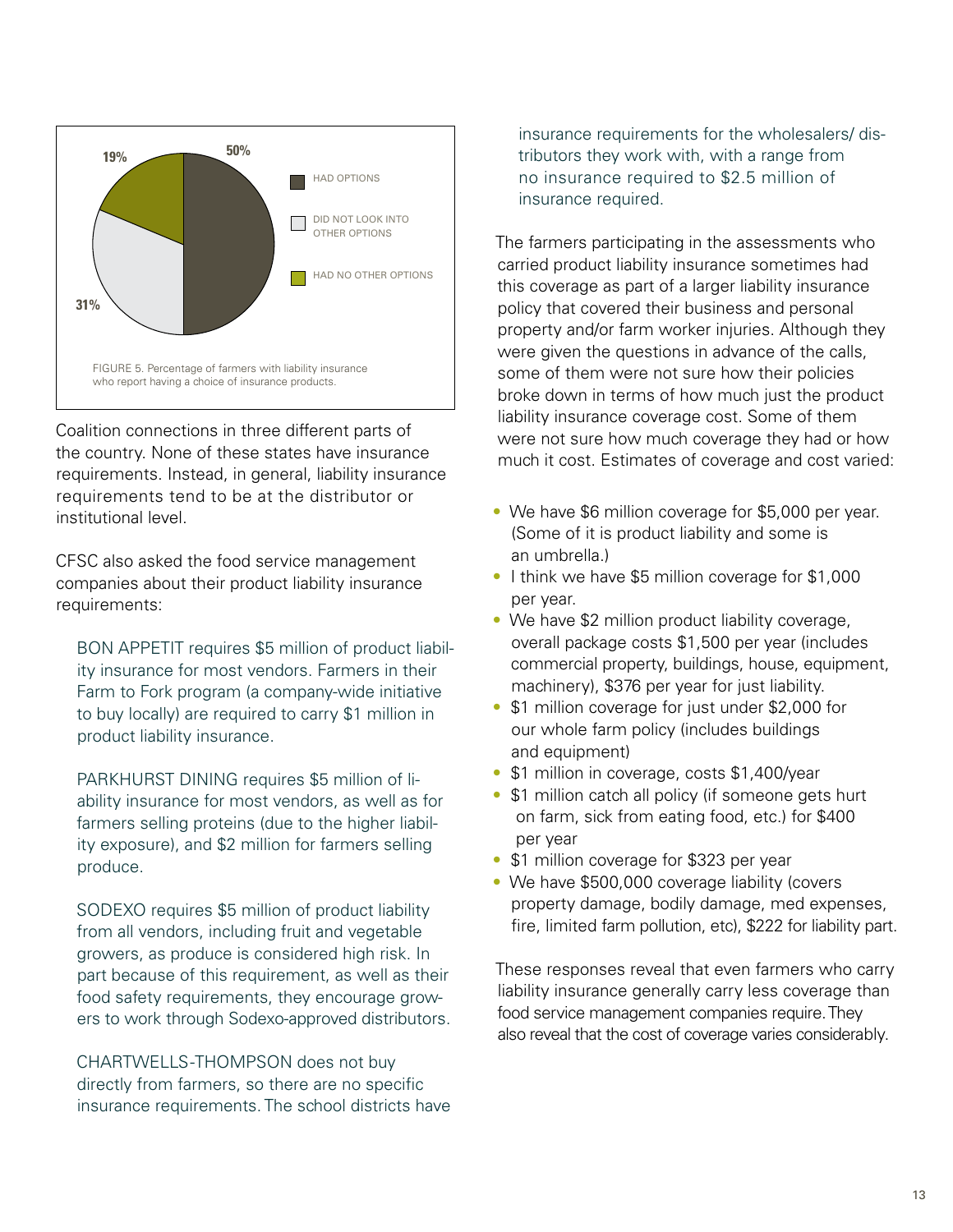FIGURE 5. Percentage of farmers with liability insurance who report having a choice of insurance products.

| Response | Percentage |
| --- | --- |
| HAD OPTIONS | 50% |
| DID NOT LOOK INTO OTHER OPTIONS | 31% |
| HAD NO OTHER OPTIONS | 19% |

Coalition connections in three different parts of the country. None of these states have insurance requirements. Instead, in general, liability insurance requirements tend to be at the distributor or institutional level.

CFSC also asked the food service management companies about their product liability insurance requirements:

BON APPETIT requires $5 million of product liability insurance for most vendors. Farmers in their Farm to Fork program (a company-wide initiative to buy locally) are required to carry $1 million in product liability insurance.

PARKHURST DINING requires $5 million of liability insurance for most vendors, as well as for farmers selling proteins (due to the higher liability exposure), and $2 million for farmers selling produce.

SODEXO requires $5 million of product liability from all vendors, including fruit and vegetable growers, as produce is considered high risk. In part because of this requirement, as well as their food safety requirements, they encourage growers to work through Sodexo-approved distributors.

CHARTWELLS-THOMPSON does not buy directly from farmers, so there are no specific insurance requirements. The school districts have insurance requirements for the wholesalers/ distributors they work with, with a range from no insurance required to $2.5 million of insurance required.

The farmers participating in the assessments who carried product liability insurance sometimes had this coverage as part of a larger liability insurance policy that covered their business and personal property and/or farm worker injuries. Although they were given the questions in advance of the calls, some of them were not sure how their policies broke down in terms of how much just the product liability insurance coverage cost. Some of them were not sure how much coverage they had or how much it cost. Estimates of coverage and cost varied:

- We have $6 million coverage for $5,000 per year. (Some of it is product liability and some is an umbrella.)
- I think we have $5 million coverage for $1,000 per year.
- We have $2 million product liability coverage, overall package costs $1,500 per year (includes commercial property, buildings, house, equipment, machinery), $376 per year for just liability.
- $1 million coverage for just under $2,000 for our whole farm policy (includes buildings and equipment)
- $1 million in coverage, costs $1,400/year
- $1 million catch all policy (if someone gets hurt on farm, sick from eating food, etc.) for $400 per year
- $1 million coverage for $323 per year
- We have $500,000 coverage liability (covers property damage, bodily damage, med expenses, fire, limited farm pollution, etc), $222 for liability part.

These responses reveal that even farmers who carry liability insurance generally carry less coverage than food service management companies require. They also reveal that the cost of coverage varies considerably.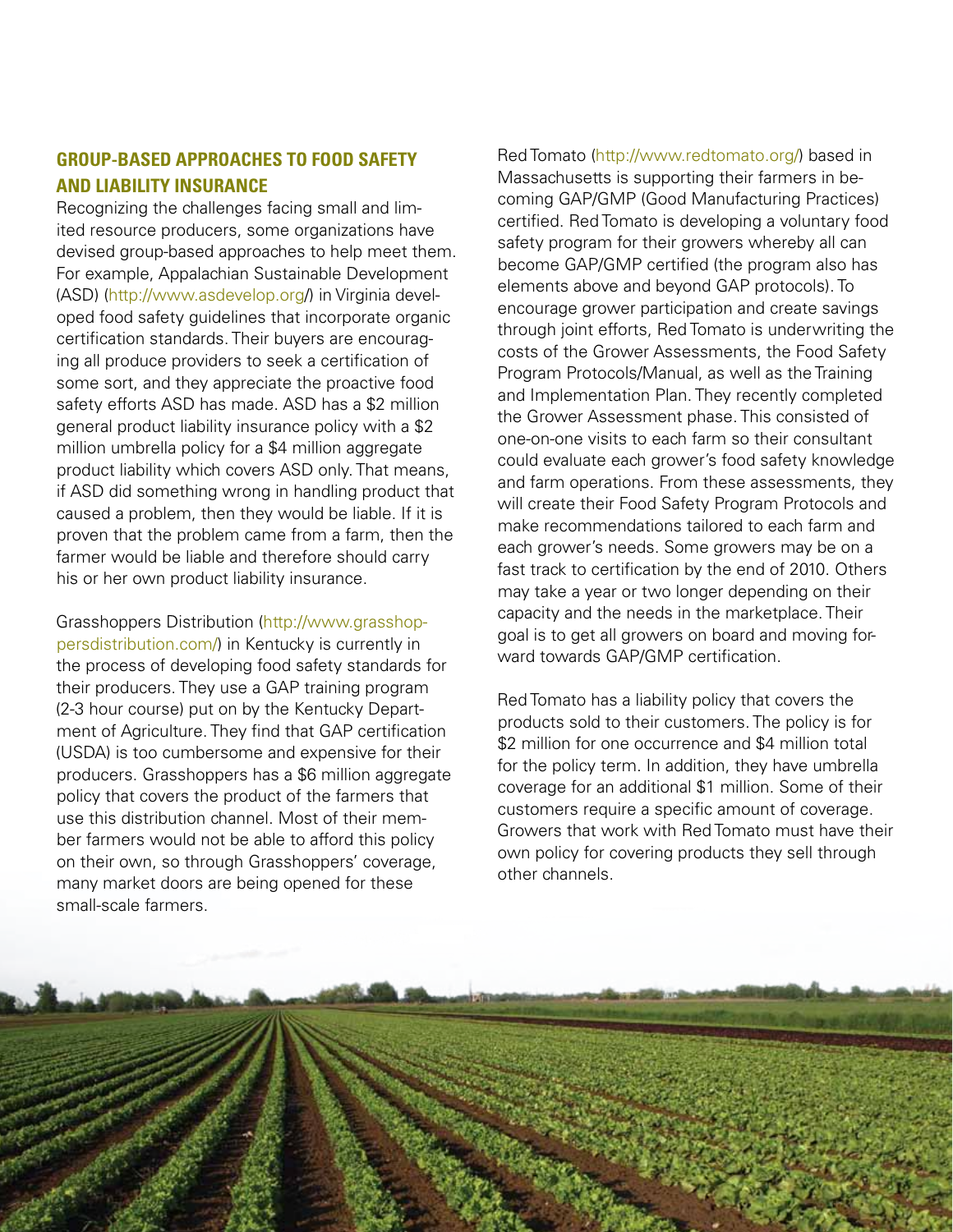## GROUP-BASED APPROACHES TO FOOD SAFETY AND LIABILITY INSURANCE

Recognizing the challenges facing small and limited resource producers, some organizations have devised group-based approaches to help meet them. For example, Appalachian Sustainable Development (ASD) (http://www.asdevelop.org/) in Virginia developed food safety guidelines that incorporate organic certification standards. Their buyers are encouraging all produce providers to seek a certification of some sort, and they appreciate the proactive food safety efforts ASD has made. ASD has a $2 million general product liability insurance policy with a $2 million umbrella policy for a $4 million aggregate product liability which covers ASD only. That means, if ASD did something wrong in handling product that caused a problem, then they would be liable. If it is proven that the problem came from a farm, then the farmer would be liable and therefore should carry his or her own product liability insurance.

Grasshoppers Distribution (http://www.grasshoppersdistribution.com/) in Kentucky is currently in the process of developing food safety standards for their producers. They use a GAP training program (2-3 hour course) put on by the Kentucky Department of Agriculture. They find that GAP certification (USDA) is too cumbersome and expensive for their producers. Grasshoppers has a $6 million aggregate policy that covers the product of the farmers that use this distribution channel. Most of their member farmers would not be able to afford this policy on their own, so through Grasshoppers' coverage, many market doors are being opened for these small-scale farmers.

Red Tomato (http://www.redtomato.org/) based in Massachusetts is supporting their farmers in becoming GAP/GMP (Good Manufacturing Practices) certified. Red Tomato is developing a voluntary food safety program for their growers whereby all can become GAP/GMP certified (the program also has elements above and beyond GAP protocols). To encourage grower participation and create savings through joint efforts, Red Tomato is underwriting the costs of the Grower Assessments, the Food Safety Program Protocols/Manual, as well as the Training and Implementation Plan. They recently completed the Grower Assessment phase. This consisted of one-on-one visits to each farm so their consultant could evaluate each grower's food safety knowledge and farm operations. From these assessments, they will create their Food Safety Program Protocols and make recommendations tailored to each farm and each grower's needs. Some growers may be on a fast track to certification by the end of 2010. Others may take a year or two longer depending on their capacity and the needs in the marketplace. Their goal is to get all growers on board and moving forward towards GAP/GMP certification.

Red Tomato has a liability policy that covers the products sold to their customers. The policy is for $2 million for one occurrence and $4 million total for the policy term. In addition, they have umbrella coverage for an additional $1 million. Some of their customers require a specific amount of coverage. Growers that work with Red Tomato must have their own policy for covering products they sell through other channels.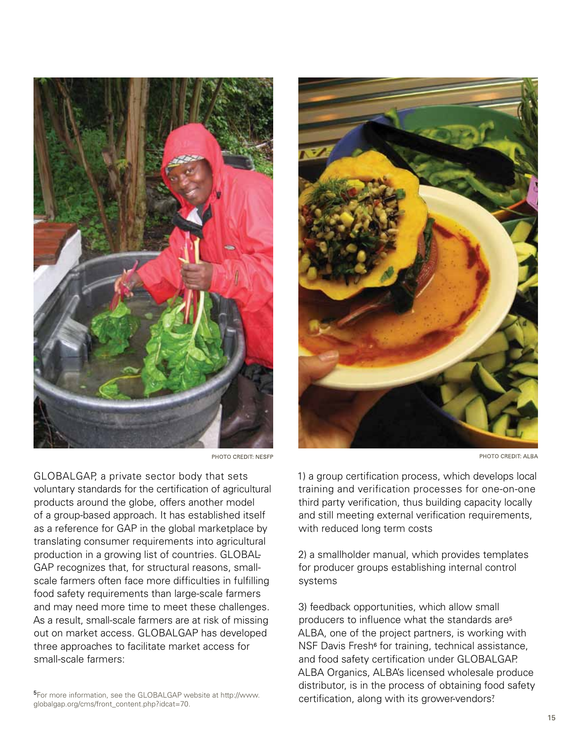PHOTO CREDIT: NESFP

PHOTO CREDIT: ALBA

GLOBALGAP, a private sector body that sets voluntary standards for the certification of agricultural products around the globe, offers another model of a group-based approach. It has established itself as a reference for GAP in the global marketplace by translating consumer requirements into agricultural production in a growing list of countries. GLOBALGAP recognizes that, for structural reasons, small-scale farmers often face more difficulties in fulfilling food safety requirements than large-scale farmers and may need more time to meet these challenges. As a result, small-scale farmers are at risk of missing out on market access. GLOBALGAP has developed three approaches to facilitate market access for small-scale farmers:

1) a group certification process, which develops local training and verification processes for one-on-one third party verification, thus building capacity locally and still meeting external verification requirements, with reduced long term costs

2) a smallholder manual, which provides templates for producer groups establishing internal control systems

3) feedback opportunities, which allow small producers to influence what the standards are[5]

ALBA, one of the project partners, is working with NSF Davis Fresh[6] for training, technical assistance, and food safety certification under GLOBALGAP. ALBA Organics, ALBA's licensed wholesale produce distributor, is in the process of obtaining food safety certification, along with its grower-vendors.[7]

[5]For more information, see the GLOBALGAP website at http://www.globalgap.org/cms/front_content.php?idcat=70.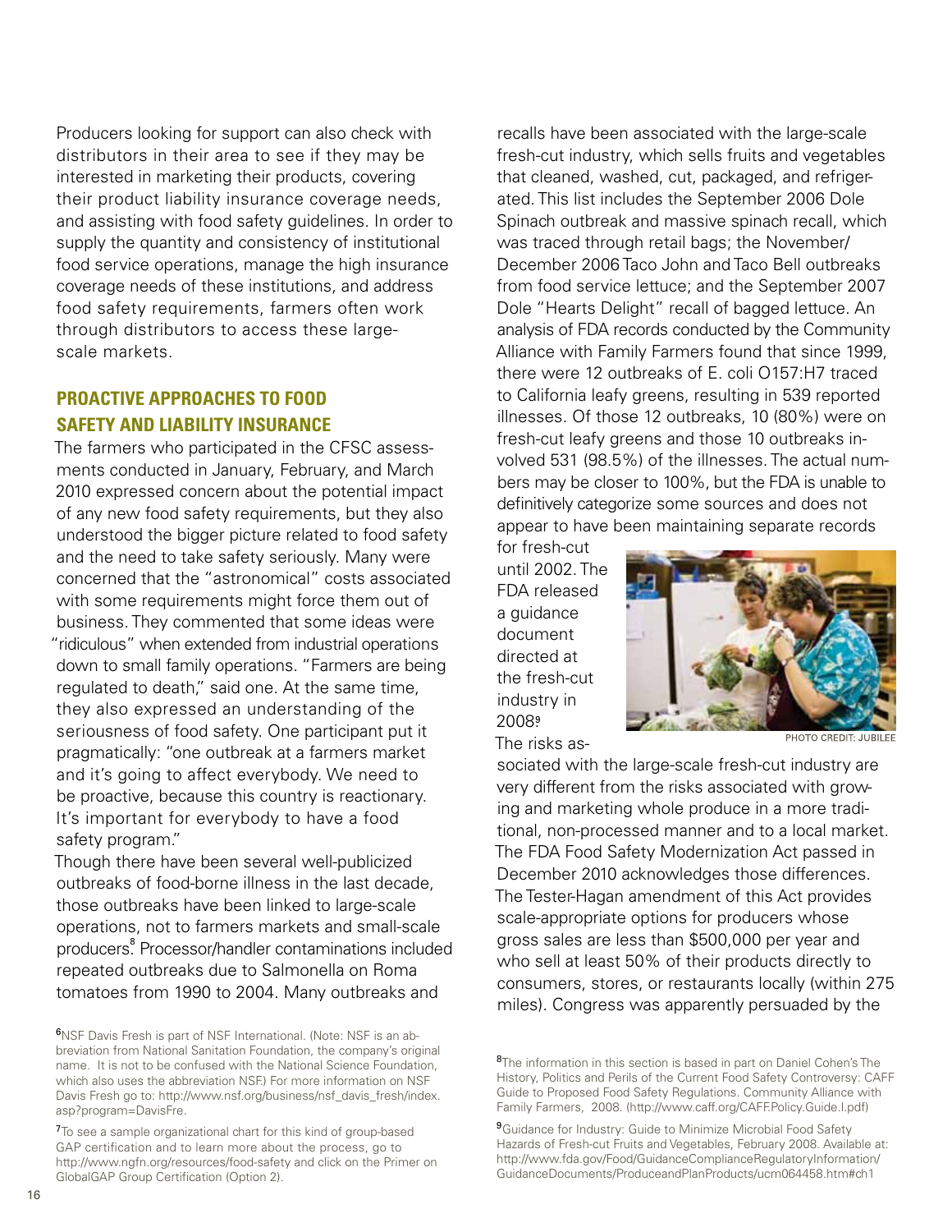Producers looking for support can also check with distributors in their area to see if they may be interested in marketing their products, covering their product liability insurance coverage needs, and assisting with food safety guidelines. In order to supply the quantity and consistency of institutional food service operations, manage the high insurance coverage needs of these institutions, and address food safety requirements, farmers often work through distributors to access these large-scale markets.

## PROACTIVE APPROACHES TO FOOD SAFETY AND LIABILITY INSURANCE

The farmers who participated in the CFSC assessments conducted in January, February, and March 2010 expressed concern about the potential impact of any new food safety requirements, but they also understood the bigger picture related to food safety and the need to take safety seriously. Many were concerned that the "astronomical" costs associated with some requirements might force them out of business. They commented that some ideas were "ridiculous" when extended from industrial operations down to small family operations. "Farmers are being regulated to death," said one. At the same time, they also expressed an understanding of the seriousness of food safety. One participant put it pragmatically: "one outbreak at a farmers market and it's going to affect everybody. We need to be proactive, because this country is reactionary. It's important for everybody to have a food safety program."

Though there have been several well-publicized outbreaks of food-borne illness in the last decade, those outbreaks have been linked to large-scale operations, not to farmers markets and small-scale producers.[8] Processor/handler contaminations included repeated outbreaks due to Salmonella on Roma tomatoes from 1990 to 2004. Many outbreaks and recalls have been associated with the large-scale fresh-cut industry, which sells fruits and vegetables that cleaned, washed, cut, packaged, and refrigerated. This list includes the September 2006 Dole Spinach outbreak and massive spinach recall, which was traced through retail bags; the November/December 2006 Taco John and Taco Bell outbreaks from food service lettuce; and the September 2007 Dole "Hearts Delight" recall of bagged lettuce. An analysis of FDA records conducted by the Community Alliance with Family Farmers found that since 1999, there were 12 outbreaks of E. coli O157:H7 traced to California leafy greens, resulting in 539 reported illnesses. Of those 12 outbreaks, 10 (80%) were on fresh-cut leafy greens and those 10 outbreaks involved 531 (98.5%) of the illnesses. The actual numbers may be closer to 100%, but the FDA is unable to definitively categorize some sources and does not appear to have been maintaining separate records for fresh-cut until 2002. The FDA released a guidance document directed at the fresh-cut industry in 2008.[9]

PHOTO CREDIT: JUBILEE

The risks associated with the large-scale fresh-cut industry are very different from the risks associated with growing and marketing whole produce in a more traditional, non-processed manner and to a local market. The FDA Food Safety Modernization Act passed in December 2010 acknowledges those differences. The Tester-Hagan amendment of this Act provides scale-appropriate options for producers whose gross sales are less than $500,000 per year and who sell at least 50% of their products directly to consumers, stores, or restaurants locally (within 275 miles). Congress was apparently persuaded by the

---

[6] NSF Davis Fresh is part of NSF International. (Note: NSF is an abbreviation from National Sanitation Foundation, the company's original name. It is not to be confused with the National Science Foundation, which also uses the abbreviation NSF.) For more information on NSF Davis Fresh go to: http://www.nsf.org/business/nsf_davis_fresh/index.asp?program=DavisFre.

[7] To see a sample organizational chart for this kind of group-based GAP certification and to learn more about the process, go to http://www.ngfn.org/resources/food-safety and click on the Primer on GlobalGAP Group Certification (Option 2).

[8] The information in this section is based in part on Daniel Cohen's The History, Politics and Perils of the Current Food Safety Controversy: CAFF Guide to Proposed Food Safety Regulations. Community Alliance with Family Farmers, 2008. (http://www.caff.org/CAFF.Policy.Guide.I.pdf)

[9] Guidance for Industry: Guide to Minimize Microbial Food Safety Hazards of Fresh-cut Fruits and Vegetables, February 2008. Available at: http://www.fda.gov/Food/GuidanceComplianceRegulatoryInformation/GuidanceDocuments/ProduceandPlanProducts/ucm064458.htm#ch1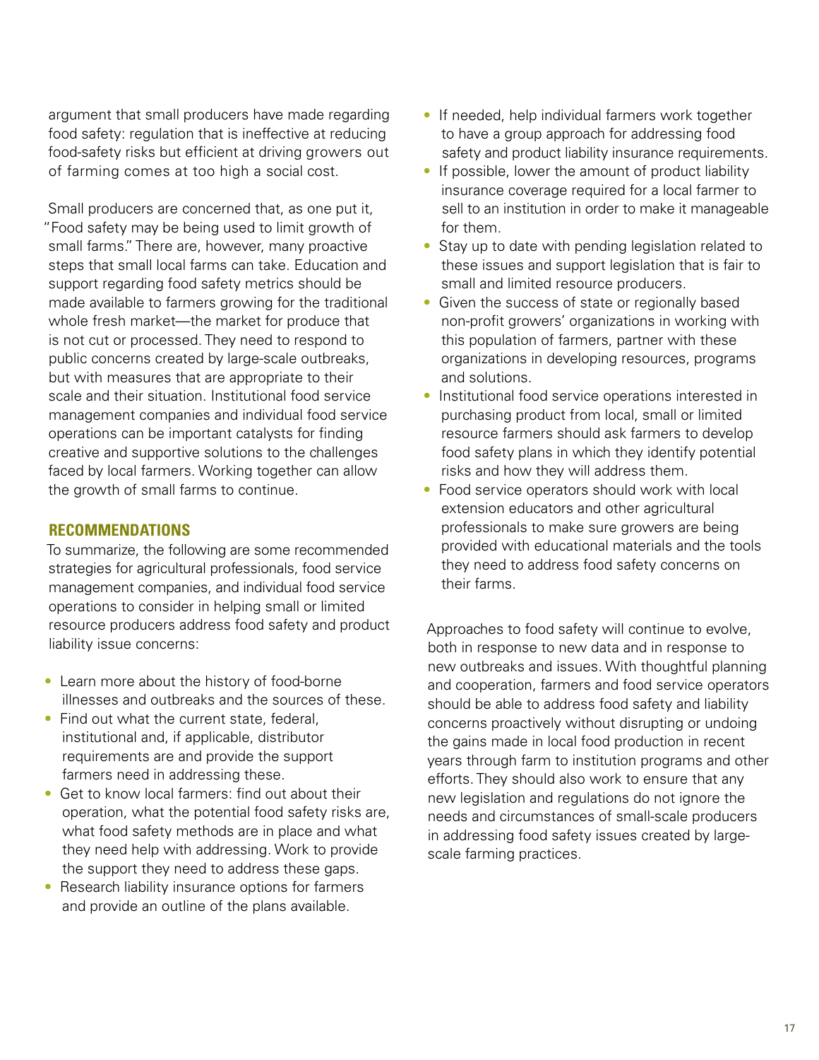argument that small producers have made regarding food safety: regulation that is ineffective at reducing food-safety risks but efficient at driving growers out of farming comes at too high a social cost.

Small producers are concerned that, as one put it, "Food safety may be being used to limit growth of small farms." There are, however, many proactive steps that small local farms can take. Education and support regarding food safety metrics should be made available to farmers growing for the traditional whole fresh market—the market for produce that is not cut or processed. They need to respond to public concerns created by large-scale outbreaks, but with measures that are appropriate to their scale and their situation. Institutional food service management companies and individual food service operations can be important catalysts for finding creative and supportive solutions to the challenges faced by local farmers. Working together can allow the growth of small farms to continue.

## RECOMMENDATIONS

To summarize, the following are some recommended strategies for agricultural professionals, food service management companies, and individual food service operations to consider in helping small or limited resource producers address food safety and product liability issue concerns:

- Learn more about the history of food-borne illnesses and outbreaks and the sources of these.
- Find out what the current state, federal, institutional and, if applicable, distributor requirements are and provide the support farmers need in addressing these.
- Get to know local farmers: find out about their operation, what the potential food safety risks are, what food safety methods are in place and what they need help with addressing. Work to provide the support they need to address these gaps.
- Research liability insurance options for farmers and provide an outline of the plans available.
- If needed, help individual farmers work together to have a group approach for addressing food safety and product liability insurance requirements.
- If possible, lower the amount of product liability insurance coverage required for a local farmer to sell to an institution in order to make it manageable for them.
- Stay up to date with pending legislation related to these issues and support legislation that is fair to small and limited resource producers.
- Given the success of state or regionally based non-profit growers' organizations in working with this population of farmers, partner with these organizations in developing resources, programs and solutions.
- Institutional food service operations interested in purchasing product from local, small or limited resource farmers should ask farmers to develop food safety plans in which they identify potential risks and how they will address them.
- Food service operators should work with local extension educators and other agricultural professionals to make sure growers are being provided with educational materials and the tools they need to address food safety concerns on their farms.

Approaches to food safety will continue to evolve, both in response to new data and in response to new outbreaks and issues. With thoughtful planning and cooperation, farmers and food service operators should be able to address food safety and liability concerns proactively without disrupting or undoing the gains made in local food production in recent years through farm to institution programs and other efforts. They should also work to ensure that any new legislation and regulations do not ignore the needs and circumstances of small-scale producers in addressing food safety issues created by large-scale farming practices.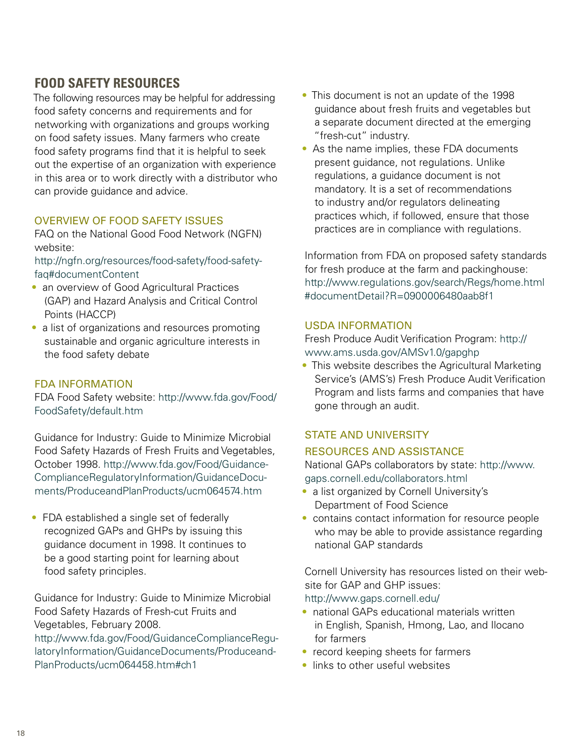## FOOD SAFETY RESOURCES

The following resources may be helpful for addressing food safety concerns and requirements and for networking with organizations and groups working on food safety issues. Many farmers who create food safety programs find that it is helpful to seek out the expertise of an organization with experience in this area or to work directly with a distributor who can provide guidance and advice.

### OVERVIEW OF FOOD SAFETY ISSUES

FAQ on the National Good Food Network (NGFN) website:
http://ngfn.org/resources/food-safety/food-safety-faq#documentContent

- an overview of Good Agricultural Practices (GAP) and Hazard Analysis and Critical Control Points (HACCP)
- a list of organizations and resources promoting sustainable and organic agriculture interests in the food safety debate

### FDA INFORMATION

FDA Food Safety website: http://www.fda.gov/Food/FoodSafety/default.htm

Guidance for Industry: Guide to Minimize Microbial Food Safety Hazards of Fresh Fruits and Vegetables, October 1998. http://www.fda.gov/Food/GuidanceComplianceRegulatoryInformation/GuidanceDocuments/ProduceandPlanProducts/ucm064574.htm

- FDA established a single set of federally recognized GAPs and GHPs by issuing this guidance document in 1998. It continues to be a good starting point for learning about food safety principles.

Guidance for Industry: Guide to Minimize Microbial Food Safety Hazards of Fresh-cut Fruits and Vegetables, February 2008.
http://www.fda.gov/Food/GuidanceComplianceRegulatoryInformation/GuidanceDocuments/ProduceandPlanProducts/ucm064458.htm#ch1

- This document is not an update of the 1998 guidance about fresh fruits and vegetables but a separate document directed at the emerging "fresh-cut" industry.
- As the name implies, these FDA documents present guidance, not regulations. Unlike regulations, a guidance document is not mandatory. It is a set of recommendations to industry and/or regulators delineating practices which, if followed, ensure that those practices are in compliance with regulations.

Information from FDA on proposed safety standards for fresh produce at the farm and packinghouse:
http://www.regulations.gov/search/Regs/home.html#documentDetail?R=0900006480aab8f1

### USDA INFORMATION

Fresh Produce Audit Verification Program: http://www.ams.usda.gov/AMSv1.0/gapghp

- This website describes the Agricultural Marketing Service's (AMS's) Fresh Produce Audit Verification Program and lists farms and companies that have gone through an audit.

### STATE AND UNIVERSITY RESOURCES AND ASSISTANCE

National GAPs collaborators by state: http://www.gaps.cornell.edu/collaborators.html

- a list organized by Cornell University's Department of Food Science
- contains contact information for resource people who may be able to provide assistance regarding national GAP standards

Cornell University has resources listed on their website for GAP and GHP issues:
http://www.gaps.cornell.edu/

- national GAPs educational materials written in English, Spanish, Hmong, Lao, and Ilocano for farmers
- record keeping sheets for farmers
- links to other useful websites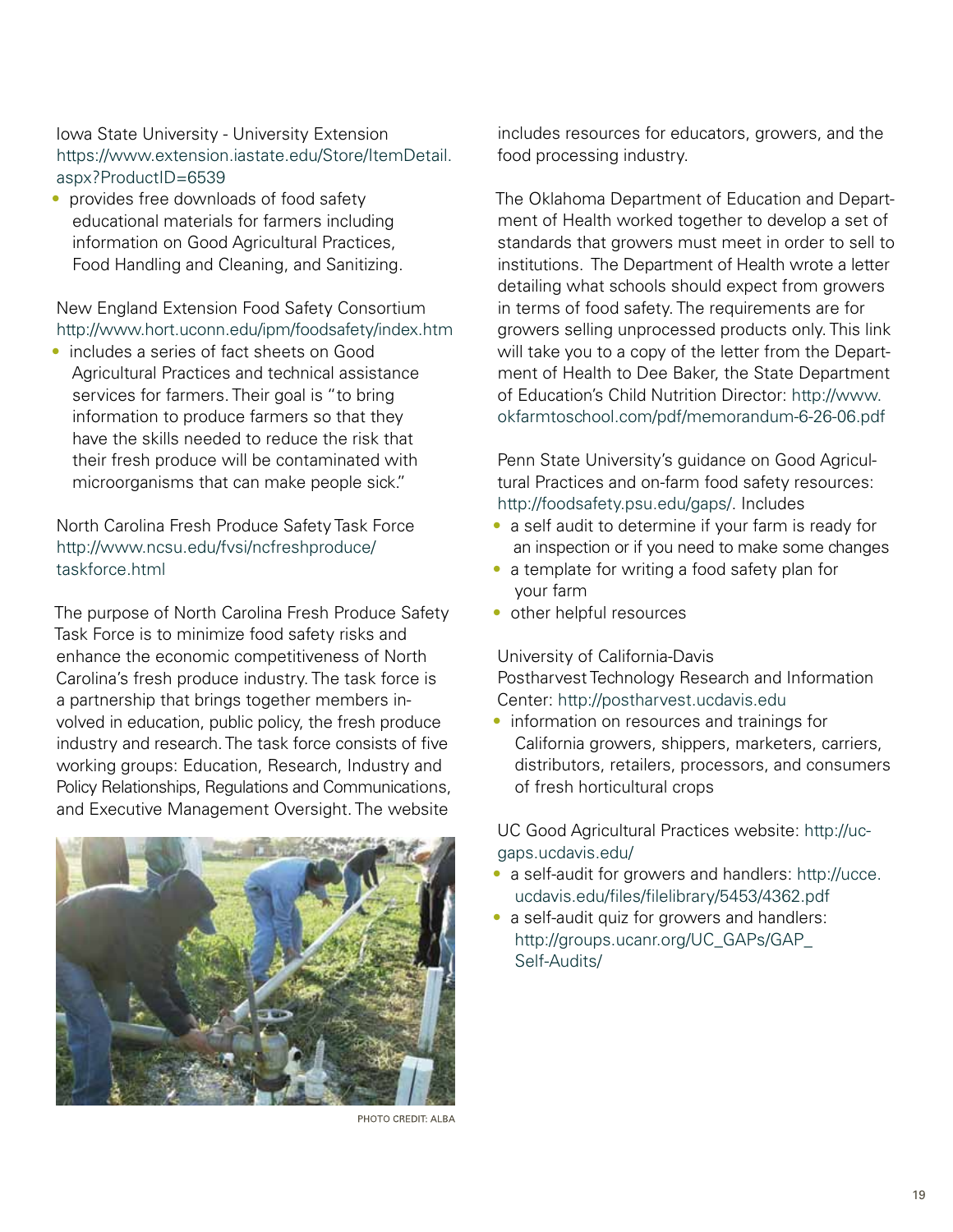Iowa State University - University Extension
https://www.extension.iastate.edu/Store/ItemDetail.aspx?ProductID=6539

- provides free downloads of food safety educational materials for farmers including information on Good Agricultural Practices, Food Handling and Cleaning, and Sanitizing.

New England Extension Food Safety Consortium
http://www.hort.uconn.edu/ipm/foodsafety/index.htm

- includes a series of fact sheets on Good Agricultural Practices and technical assistance services for farmers. Their goal is "to bring information to produce farmers so that they have the skills needed to reduce the risk that their fresh produce will be contaminated with microorganisms that can make people sick."

North Carolina Fresh Produce Safety Task Force
http://www.ncsu.edu/fvsi/ncfreshproduce/taskforce.html

The purpose of North Carolina Fresh Produce Safety Task Force is to minimize food safety risks and enhance the economic competitiveness of North Carolina's fresh produce industry. The task force is a partnership that brings together members involved in education, public policy, the fresh produce industry and research. The task force consists of five working groups: Education, Research, Industry and Policy Relationships, Regulations and Communications, and Executive Management Oversight. The website includes resources for educators, growers, and the food processing industry.

PHOTO CREDIT: ALBA

The Oklahoma Department of Education and Department of Health worked together to develop a set of standards that growers must meet in order to sell to institutions. The Department of Health wrote a letter detailing what schools should expect from growers in terms of food safety. The requirements are for growers selling unprocessed products only. This link will take you to a copy of the letter from the Department of Health to Dee Baker, the State Department of Education's Child Nutrition Director: http://www.okfarmtoschool.com/pdf/memorandum-6-26-06.pdf

Penn State University's guidance on Good Agricultural Practices and on-farm food safety resources: http://foodsafety.psu.edu/gaps/. Includes

- a self audit to determine if your farm is ready for an inspection or if you need to make some changes
- a template for writing a food safety plan for your farm
- other helpful resources

University of California-Davis
Postharvest Technology Research and Information Center: http://postharvest.ucdavis.edu

- information on resources and trainings for California growers, shippers, marketers, carriers, distributors, retailers, processors, and consumers of fresh horticultural crops

UC Good Agricultural Practices website: http://ucgaps.ucdavis.edu/

- a self-audit for growers and handlers: http://ucce.ucdavis.edu/files/filelibrary/5453/4362.pdf
- a self-audit quiz for growers and handlers: http://groups.ucanr.org/UC_GAPs/GAP_Self-Audits/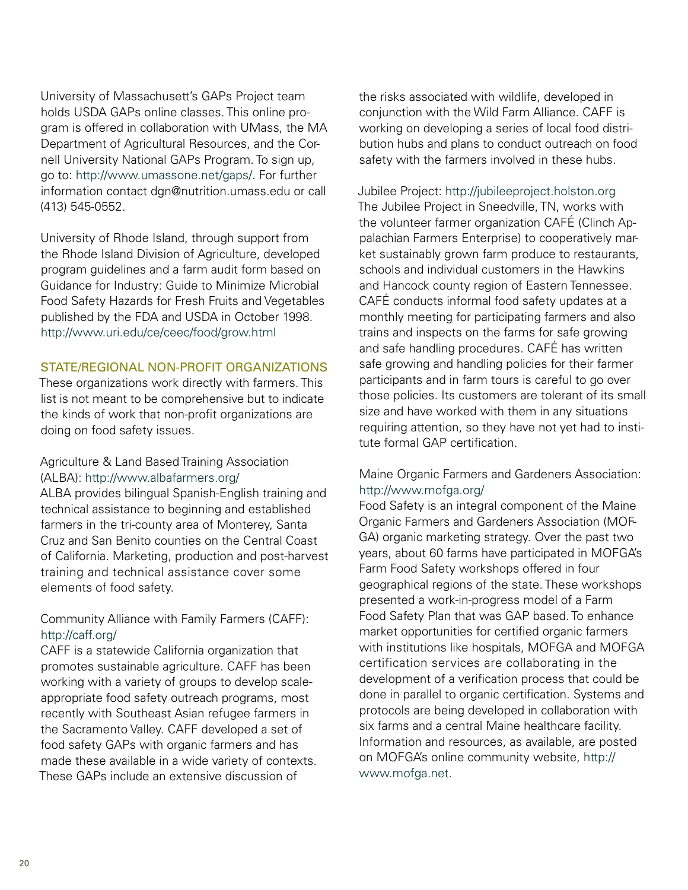University of Massachusett's GAPs Project team holds USDA GAPs online classes. This online program is offered in collaboration with UMass, the MA Department of Agricultural Resources, and the Cornell University National GAPs Program. To sign up, go to: http://www.umassone.net/gaps/. For further information contact dgn@nutrition.umass.edu or call (413) 545-0552.

University of Rhode Island, through support from the Rhode Island Division of Agriculture, developed program guidelines and a farm audit form based on Guidance for Industry: Guide to Minimize Microbial Food Safety Hazards for Fresh Fruits and Vegetables published by the FDA and USDA in October 1998. http://www.uri.edu/ce/ceec/food/grow.html

## STATE/REGIONAL NON-PROFIT ORGANIZATIONS

These organizations work directly with farmers. This list is not meant to be comprehensive but to indicate the kinds of work that non-profit organizations are doing on food safety issues.

Agriculture & Land Based Training Association (ALBA): http://www.albafarmers.org/
ALBA provides bilingual Spanish-English training and technical assistance to beginning and established farmers in the tri-county area of Monterey, Santa Cruz and San Benito counties on the Central Coast of California. Marketing, production and post-harvest training and technical assistance cover some elements of food safety.

Community Alliance with Family Farmers (CAFF): http://caff.org/
CAFF is a statewide California organization that promotes sustainable agriculture. CAFF has been working with a variety of groups to develop scale-appropriate food safety outreach programs, most recently with Southeast Asian refugee farmers in the Sacramento Valley. CAFF developed a set of food safety GAPs with organic farmers and has made these available in a wide variety of contexts. These GAPs include an extensive discussion of the risks associated with wildlife, developed in conjunction with the Wild Farm Alliance. CAFF is working on developing a series of local food distribution hubs and plans to conduct outreach on food safety with the farmers involved in these hubs.

Jubilee Project: http://jubileeproject.holston.org
The Jubilee Project in Sneedville, TN, works with the volunteer farmer organization CAFÉ (Clinch Appalachian Farmers Enterprise) to cooperatively market sustainably grown farm produce to restaurants, schools and individual customers in the Hawkins and Hancock county region of Eastern Tennessee. CAFÉ conducts informal food safety updates at a monthly meeting for participating farmers and also trains and inspects on the farms for safe growing and safe handling procedures. CAFÉ has written safe growing and handling policies for their farmer participants and in farm tours is careful to go over those policies. Its customers are tolerant of its small size and have worked with them in any situations requiring attention, so they have not yet had to institute formal GAP certification.

Maine Organic Farmers and Gardeners Association: http://www.mofga.org/
Food Safety is an integral component of the Maine Organic Farmers and Gardeners Association (MOFGA) organic marketing strategy. Over the past two years, about 60 farms have participated in MOFGA's Farm Food Safety workshops offered in four geographical regions of the state. These workshops presented a work-in-progress model of a Farm Food Safety Plan that was GAP based. To enhance market opportunities for certified organic farmers with institutions like hospitals, MOFGA and MOFGA certification services are collaborating in the development of a verification process that could be done in parallel to organic certification. Systems and protocols are being developed in collaboration with six farms and a central Maine healthcare facility. Information and resources, as available, are posted on MOFGA's online community website, http://www.mofga.net.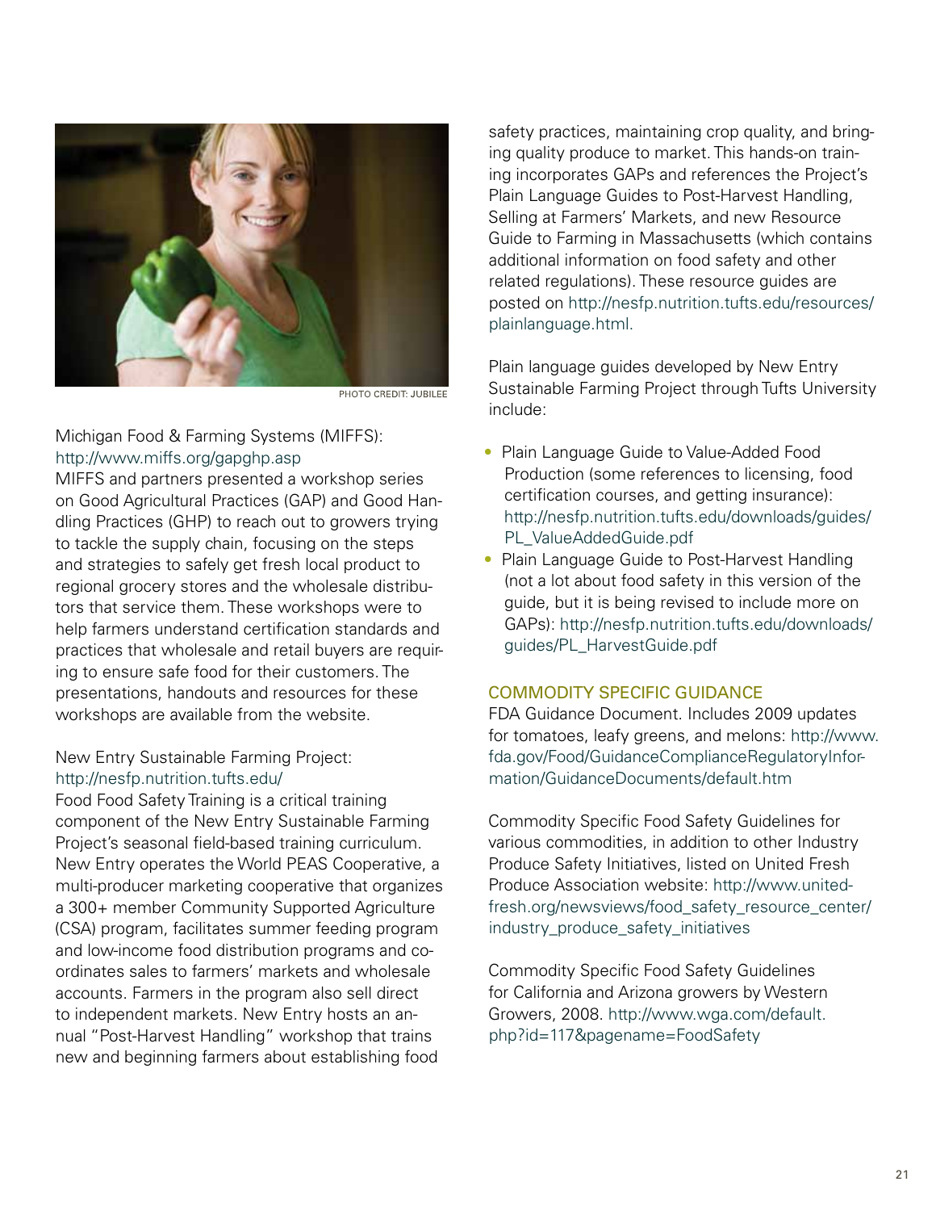PHOTO CREDIT: JUBILEE

Michigan Food & Farming Systems (MIFFS): http://www.miffs.org/gapghp.asp
MIFFS and partners presented a workshop series on Good Agricultural Practices (GAP) and Good Handling Practices (GHP) to reach out to growers trying to tackle the supply chain, focusing on the steps and strategies to safely get fresh local product to regional grocery stores and the wholesale distributors that service them. These workshops were to help farmers understand certification standards and practices that wholesale and retail buyers are requiring to ensure safe food for their customers. The presentations, handouts and resources for these workshops are available from the website.

New Entry Sustainable Farming Project: http://nesfp.nutrition.tufts.edu/
Food Food Safety Training is a critical training component of the New Entry Sustainable Farming Project's seasonal field-based training curriculum. New Entry operates the World PEAS Cooperative, a multi-producer marketing cooperative that organizes a 300+ member Community Supported Agriculture (CSA) program, facilitates summer feeding program and low-income food distribution programs and coordinates sales to farmers' markets and wholesale accounts. Farmers in the program also sell direct to independent markets. New Entry hosts an annual "Post-Harvest Handling" workshop that trains new and beginning farmers about establishing food safety practices, maintaining crop quality, and bringing quality produce to market. This hands-on training incorporates GAPs and references the Project's Plain Language Guides to Post-Harvest Handling, Selling at Farmers' Markets, and new Resource Guide to Farming in Massachusetts (which contains additional information on food safety and other related regulations). These resource guides are posted on http://nesfp.nutrition.tufts.edu/resources/plainlanguage.html.

Plain language guides developed by New Entry Sustainable Farming Project through Tufts University include:

- Plain Language Guide to Value-Added Food Production (some references to licensing, food certification courses, and getting insurance): http://nesfp.nutrition.tufts.edu/downloads/guides/PL_ValueAddedGuide.pdf
- Plain Language Guide to Post-Harvest Handling (not a lot about food safety in this version of the guide, but it is being revised to include more on GAPs): http://nesfp.nutrition.tufts.edu/downloads/guides/PL_HarvestGuide.pdf

## COMMODITY SPECIFIC GUIDANCE

FDA Guidance Document. Includes 2009 updates for tomatoes, leafy greens, and melons: http://www.fda.gov/Food/GuidanceComplianceRegulatoryInformation/GuidanceDocuments/default.htm

Commodity Specific Food Safety Guidelines for various commodities, in addition to other Industry Produce Safety Initiatives, listed on United Fresh Produce Association website: http://www.unitedfresh.org/newsviews/food_safety_resource_center/industry_produce_safety_initiatives

Commodity Specific Food Safety Guidelines for California and Arizona growers by Western Growers, 2008. http://www.wga.com/default.php?id=117&pagename=FoodSafety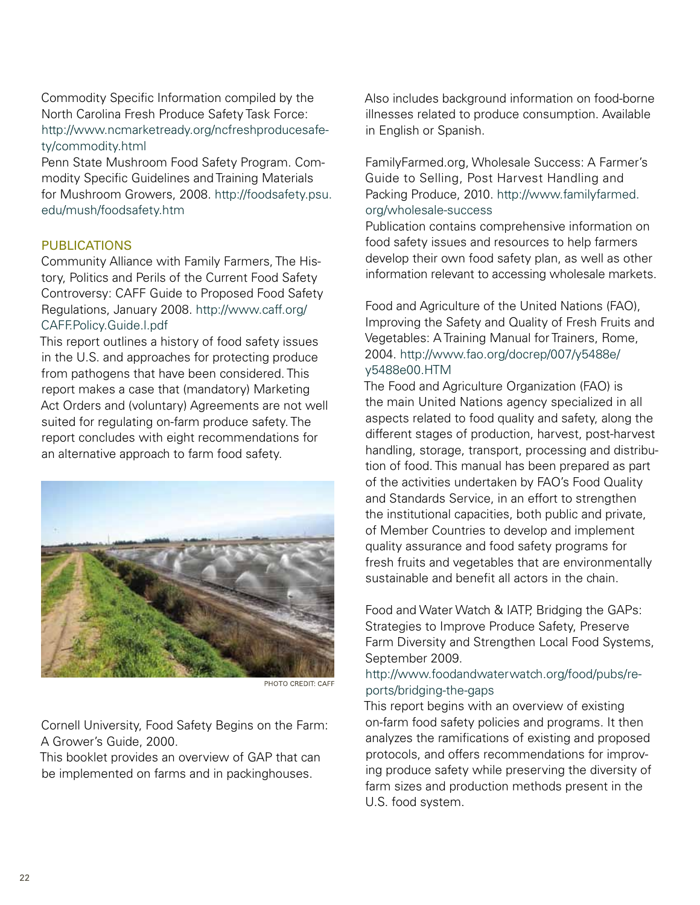Commodity Specific Information compiled by the North Carolina Fresh Produce Safety Task Force: http://www.ncmarketready.org/ncfreshproducesafety/commodity.html

Penn State Mushroom Food Safety Program. Commodity Specific Guidelines and Training Materials for Mushroom Growers, 2008. http://foodsafety.psu.edu/mush/foodsafety.htm

## PUBLICATIONS

Community Alliance with Family Farmers, The History, Politics and Perils of the Current Food Safety Controversy: CAFF Guide to Proposed Food Safety Regulations, January 2008. http://www.caff.org/CAFF.Policy.Guide.I.pdf

This report outlines a history of food safety issues in the U.S. and approaches for protecting produce from pathogens that have been considered. This report makes a case that (mandatory) Marketing Act Orders and (voluntary) Agreements are not well suited for regulating on-farm produce safety. The report concludes with eight recommendations for an alternative approach to farm food safety.

PHOTO CREDIT: CAFF

Cornell University, Food Safety Begins on the Farm: A Grower's Guide, 2000.

This booklet provides an overview of GAP that can be implemented on farms and in packinghouses. Also includes background information on food-borne illnesses related to produce consumption. Available in English or Spanish.

FamilyFarmed.org, Wholesale Success: A Farmer's Guide to Selling, Post Harvest Handling and Packing Produce, 2010. http://www.familyfarmed.org/wholesale-success

Publication contains comprehensive information on food safety issues and resources to help farmers develop their own food safety plan, as well as other information relevant to accessing wholesale markets.

Food and Agriculture of the United Nations (FAO), Improving the Safety and Quality of Fresh Fruits and Vegetables: A Training Manual for Trainers, Rome, 2004. http://www.fao.org/docrep/007/y5488e/y5488e00.HTM

The Food and Agriculture Organization (FAO) is the main United Nations agency specialized in all aspects related to food quality and safety, along the different stages of production, harvest, post-harvest handling, storage, transport, processing and distribution of food. This manual has been prepared as part of the activities undertaken by FAO's Food Quality and Standards Service, in an effort to strengthen the institutional capacities, both public and private, of Member Countries to develop and implement quality assurance and food safety programs for fresh fruits and vegetables that are environmentally sustainable and benefit all actors in the chain.

Food and Water Watch & IATP, Bridging the GAPs: Strategies to Improve Produce Safety, Preserve Farm Diversity and Strengthen Local Food Systems, September 2009.
http://www.foodandwaterwatch.org/food/pubs/reports/bridging-the-gaps

This report begins with an overview of existing on-farm food safety policies and programs. It then analyzes the ramifications of existing and proposed protocols, and offers recommendations for improving produce safety while preserving the diversity of farm sizes and production methods present in the U.S. food system.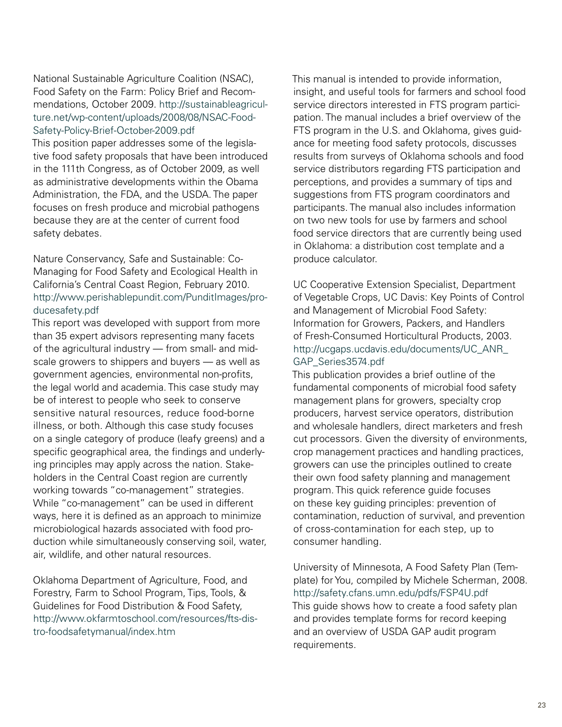National Sustainable Agriculture Coalition (NSAC), Food Safety on the Farm: Policy Brief and Recommendations, October 2009. http://sustainableagriculture.net/wp-content/uploads/2008/08/NSAC-Food-Safety-Policy-Brief-October-2009.pdf

This position paper addresses some of the legislative food safety proposals that have been introduced in the 111th Congress, as of October 2009, as well as administrative developments within the Obama Administration, the FDA, and the USDA. The paper focuses on fresh produce and microbial pathogens because they are at the center of current food safety debates.

Nature Conservancy, Safe and Sustainable: Co-Managing for Food Safety and Ecological Health in California's Central Coast Region, February 2010. http://www.perishablepundit.com/PunditImages/producesafety.pdf

This report was developed with support from more than 35 expert advisors representing many facets of the agricultural industry — from small- and mid-scale growers to shippers and buyers — as well as government agencies, environmental non-profits, the legal world and academia. This case study may be of interest to people who seek to conserve sensitive natural resources, reduce food-borne illness, or both. Although this case study focuses on a single category of produce (leafy greens) and a specific geographical area, the findings and underlying principles may apply across the nation. Stakeholders in the Central Coast region are currently working towards "co-management" strategies. While "co-management" can be used in different ways, here it is defined as an approach to minimize microbiological hazards associated with food production while simultaneously conserving soil, water, air, wildlife, and other natural resources.

Oklahoma Department of Agriculture, Food, and Forestry, Farm to School Program, Tips, Tools, & Guidelines for Food Distribution & Food Safety, http://www.okfarmtoschool.com/resources/fts-distro-foodsafetymanual/index.htm

This manual is intended to provide information, insight, and useful tools for farmers and school food service directors interested in FTS program participation. The manual includes a brief overview of the FTS program in the U.S. and Oklahoma, gives guidance for meeting food safety protocols, discusses results from surveys of Oklahoma schools and food service distributors regarding FTS participation and perceptions, and provides a summary of tips and suggestions from FTS program coordinators and participants. The manual also includes information on two new tools for use by farmers and school food service directors that are currently being used in Oklahoma: a distribution cost template and a produce calculator.

UC Cooperative Extension Specialist, Department of Vegetable Crops, UC Davis: Key Points of Control and Management of Microbial Food Safety: Information for Growers, Packers, and Handlers of Fresh-Consumed Horticultural Products, 2003. http://ucgaps.ucdavis.edu/documents/UC_ANR_GAP_Series3574.pdf

This publication provides a brief outline of the fundamental components of microbial food safety management plans for growers, specialty crop producers, harvest service operators, distribution and wholesale handlers, direct marketers and fresh cut processors. Given the diversity of environments, crop management practices and handling practices, growers can use the principles outlined to create their own food safety planning and management program. This quick reference guide focuses on these key guiding principles: prevention of contamination, reduction of survival, and prevention of cross-contamination for each step, up to consumer handling.

University of Minnesota, A Food Safety Plan (Template) for You, compiled by Michele Scherman, 2008. http://safety.cfans.umn.edu/pdfs/FSP4U.pdf

This guide shows how to create a food safety plan and provides template forms for record keeping and an overview of USDA GAP audit program requirements.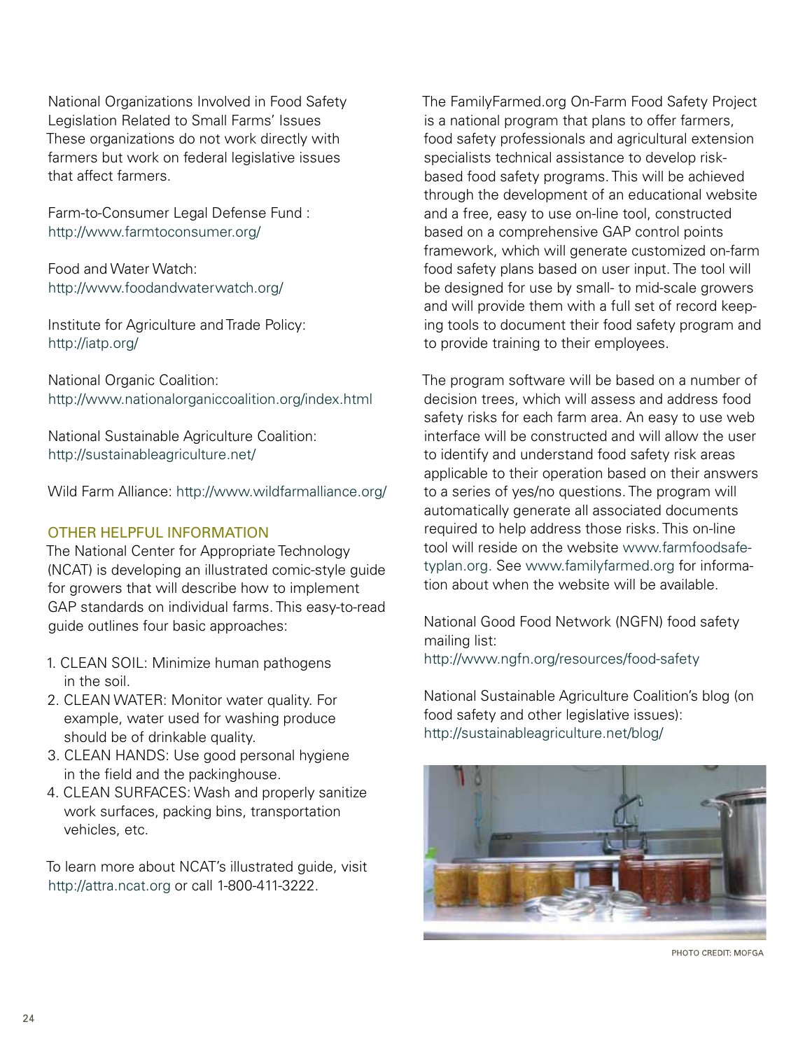National Organizations Involved in Food Safety Legislation Related to Small Farms' Issues
These organizations do not work directly with farmers but work on federal legislative issues that affect farmers.

Farm-to-Consumer Legal Defense Fund : http://www.farmtoconsumer.org/

Food and Water Watch: http://www.foodandwaterwatch.org/

Institute for Agriculture and Trade Policy: http://iatp.org/

National Organic Coalition: http://www.nationalorganiccoalition.org/index.html

National Sustainable Agriculture Coalition: http://sustainableagriculture.net/

Wild Farm Alliance: http://www.wildfarmalliance.org/

## OTHER HELPFUL INFORMATION

The National Center for Appropriate Technology (NCAT) is developing an illustrated comic-style guide for growers that will describe how to implement GAP standards on individual farms. This easy-to-read guide outlines four basic approaches:

1. CLEAN SOIL: Minimize human pathogens in the soil.
2. CLEAN WATER: Monitor water quality. For example, water used for washing produce should be of drinkable quality.
3. CLEAN HANDS: Use good personal hygiene in the field and the packinghouse.
4. CLEAN SURFACES: Wash and properly sanitize work surfaces, packing bins, transportation vehicles, etc.

To learn more about NCAT's illustrated guide, visit http://attra.ncat.org or call 1-800-411-3222.

The FamilyFarmed.org On-Farm Food Safety Project is a national program that plans to offer farmers, food safety professionals and agricultural extension specialists technical assistance to develop risk-based food safety programs. This will be achieved through the development of an educational website and a free, easy to use on-line tool, constructed based on a comprehensive GAP control points framework, which will generate customized on-farm food safety plans based on user input. The tool will be designed for use by small- to mid-scale growers and will provide them with a full set of record keeping tools to document their food safety program and to provide training to their employees.

The program software will be based on a number of decision trees, which will assess and address food safety risks for each farm area. An easy to use web interface will be constructed and will allow the user to identify and understand food safety risk areas applicable to their operation based on their answers to a series of yes/no questions. The program will automatically generate all associated documents required to help address those risks. This on-line tool will reside on the website www.farmfoodsafetyplan.org. See www.familyfarmed.org for information about when the website will be available.

National Good Food Network (NGFN) food safety mailing list: http://www.ngfn.org/resources/food-safety

National Sustainable Agriculture Coalition's blog (on food safety and other legislative issues): http://sustainableagriculture.net/blog/

PHOTO CREDIT: MOFGA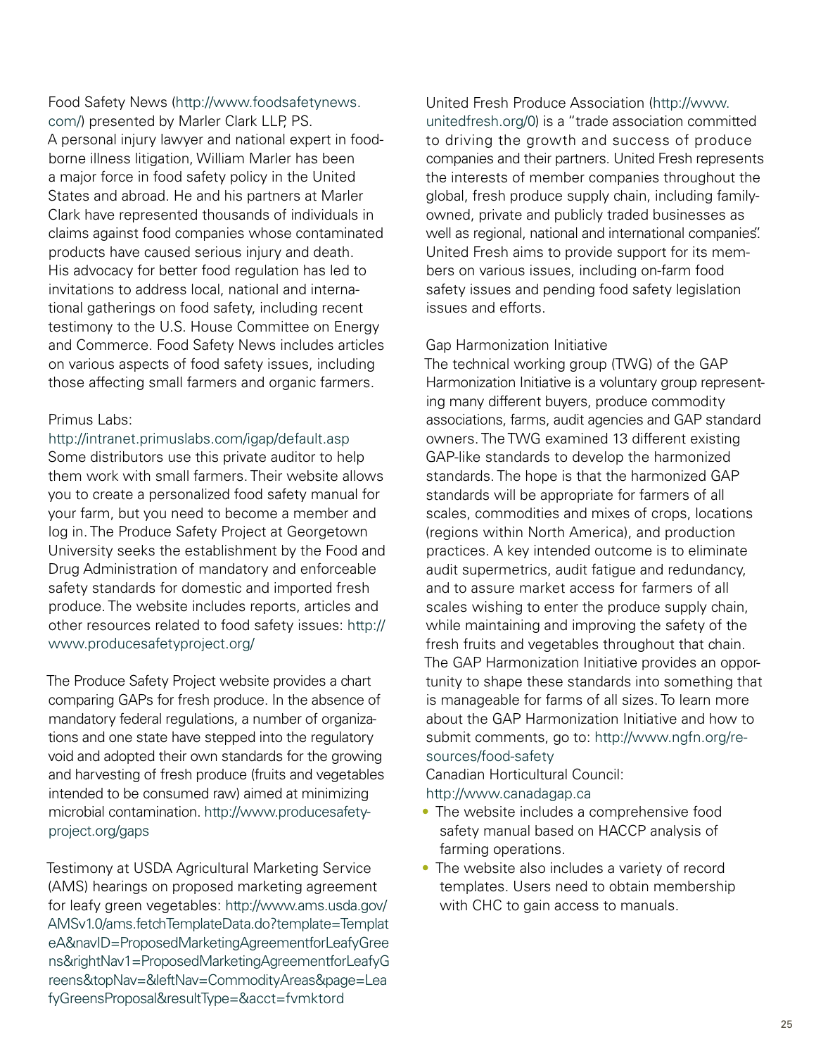Food Safety News (http://www.foodsafetynews.com/) presented by Marler Clark LLP, PS.
A personal injury lawyer and national expert in food-borne illness litigation, William Marler has been a major force in food safety policy in the United States and abroad. He and his partners at Marler Clark have represented thousands of individuals in claims against food companies whose contaminated products have caused serious injury and death. His advocacy for better food regulation has led to invitations to address local, national and international gatherings on food safety, including recent testimony to the U.S. House Committee on Energy and Commerce. Food Safety News includes articles on various aspects of food safety issues, including those affecting small farmers and organic farmers.

Primus Labs:
http://intranet.primuslabs.com/igap/default.asp
Some distributors use this private auditor to help them work with small farmers. Their website allows you to create a personalized food safety manual for your farm, but you need to become a member and log in. The Produce Safety Project at Georgetown University seeks the establishment by the Food and Drug Administration of mandatory and enforceable safety standards for domestic and imported fresh produce. The website includes reports, articles and other resources related to food safety issues: http://www.producesafetyproject.org/

The Produce Safety Project website provides a chart comparing GAPs for fresh produce. In the absence of mandatory federal regulations, a number of organizations and one state have stepped into the regulatory void and adopted their own standards for the growing and harvesting of fresh produce (fruits and vegetables intended to be consumed raw) aimed at minimizing microbial contamination. http://www.producesafetyproject.org/gaps

Testimony at USDA Agricultural Marketing Service (AMS) hearings on proposed marketing agreement for leafy green vegetables: http://www.ams.usda.gov/AMSv1.0/ams.fetchTemplateData.do?template=TemplateA&navID=ProposedMarketingAgreementforLeafyGreens&rightNav1=ProposedMarketingAgreementforLeafyGreens&topNav=&leftNav=CommodityAreas&page=LeafyGreensProposal&resultType=&acct=fvmktord

United Fresh Produce Association (http://www.unitedfresh.org/0) is a "trade association committed to driving the growth and success of produce companies and their partners. United Fresh represents the interests of member companies throughout the global, fresh produce supply chain, including family-owned, private and publicly traded businesses as well as regional, national and international companies". United Fresh aims to provide support for its members on various issues, including on-farm food safety issues and pending food safety legislation issues and efforts.

Gap Harmonization Initiative
The technical working group (TWG) of the GAP Harmonization Initiative is a voluntary group representing many different buyers, produce commodity associations, farms, audit agencies and GAP standard owners. The TWG examined 13 different existing GAP-like standards to develop the harmonized standards. The hope is that the harmonized GAP standards will be appropriate for farmers of all scales, commodities and mixes of crops, locations (regions within North America), and production practices. A key intended outcome is to eliminate audit supermetrics, audit fatigue and redundancy, and to assure market access for farmers of all scales wishing to enter the produce supply chain, while maintaining and improving the safety of the fresh fruits and vegetables throughout that chain. The GAP Harmonization Initiative provides an opportunity to shape these standards into something that is manageable for farms of all sizes. To learn more about the GAP Harmonization Initiative and how to submit comments, go to: http://www.ngfn.org/resources/food-safety

Canadian Horticultural Council:
http://www.canadagap.ca

- The website includes a comprehensive food safety manual based on HACCP analysis of farming operations.
- The website also includes a variety of record templates. Users need to obtain membership with CHC to gain access to manuals.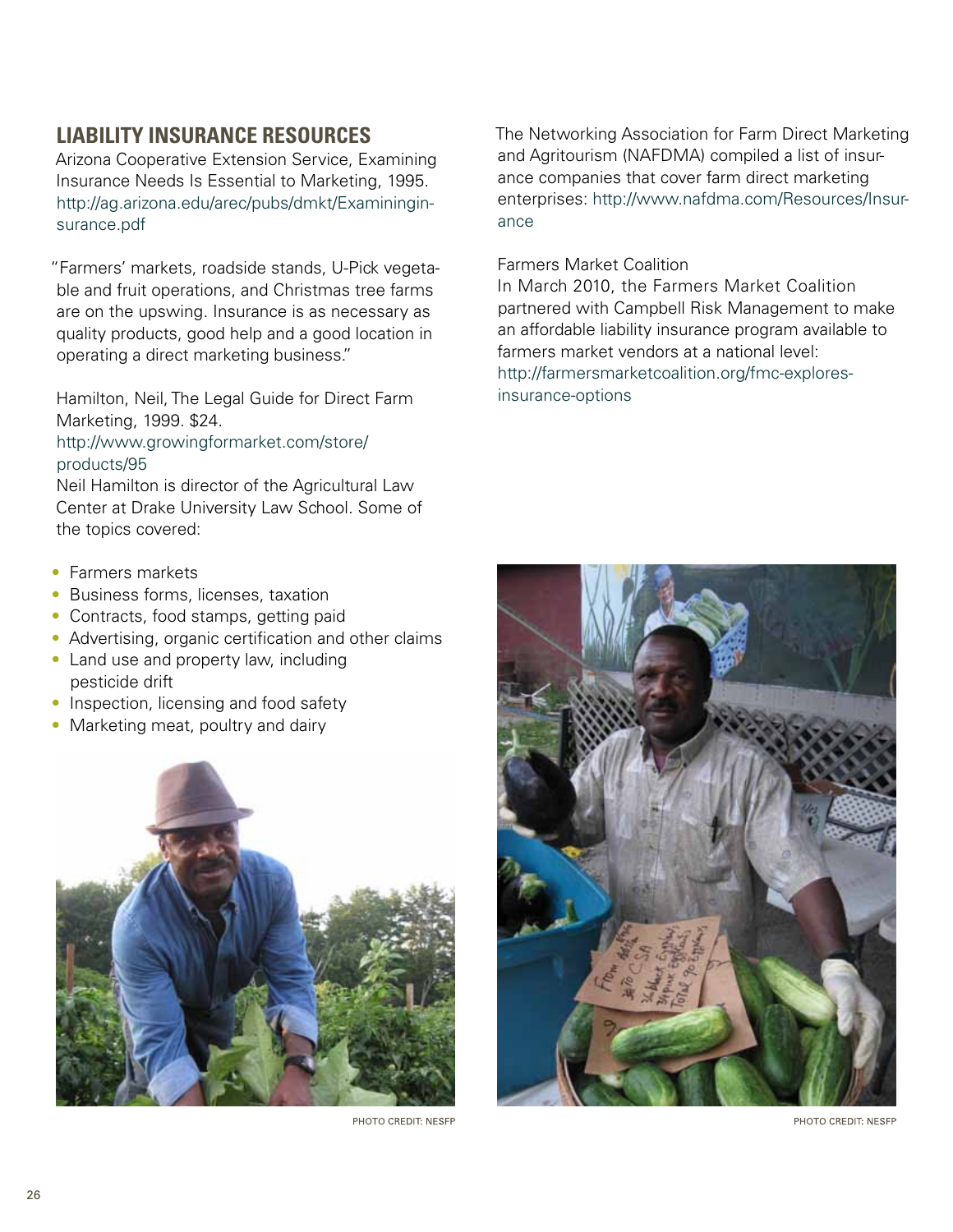## LIABILITY INSURANCE RESOURCES

Arizona Cooperative Extension Service, Examining Insurance Needs Is Essential to Marketing, 1995. http://ag.arizona.edu/arec/pubs/dmkt/Examininginsurance.pdf

"Farmers' markets, roadside stands, U-Pick vegetable and fruit operations, and Christmas tree farms are on the upswing. Insurance is as necessary as quality products, good help and a good location in operating a direct marketing business."

Hamilton, Neil, The Legal Guide for Direct Farm Marketing, 1999. $24.
http://www.growingformarket.com/store/products/95
Neil Hamilton is director of the Agricultural Law Center at Drake University Law School. Some of the topics covered:

- Farmers markets
- Business forms, licenses, taxation
- Contracts, food stamps, getting paid
- Advertising, organic certification and other claims
- Land use and property law, including pesticide drift
- Inspection, licensing and food safety
- Marketing meat, poultry and dairy

PHOTO CREDIT: NESFP

The Networking Association for Farm Direct Marketing and Agritourism (NAFDMA) compiled a list of insurance companies that cover farm direct marketing enterprises: http://www.nafdma.com/Resources/Insurance

Farmers Market Coalition
In March 2010, the Farmers Market Coalition partnered with Campbell Risk Management to make an affordable liability insurance program available to farmers market vendors at a national level:
http://farmersmarketcoalition.org/fmc-explores-insurance-options

PHOTO CREDIT: NESFP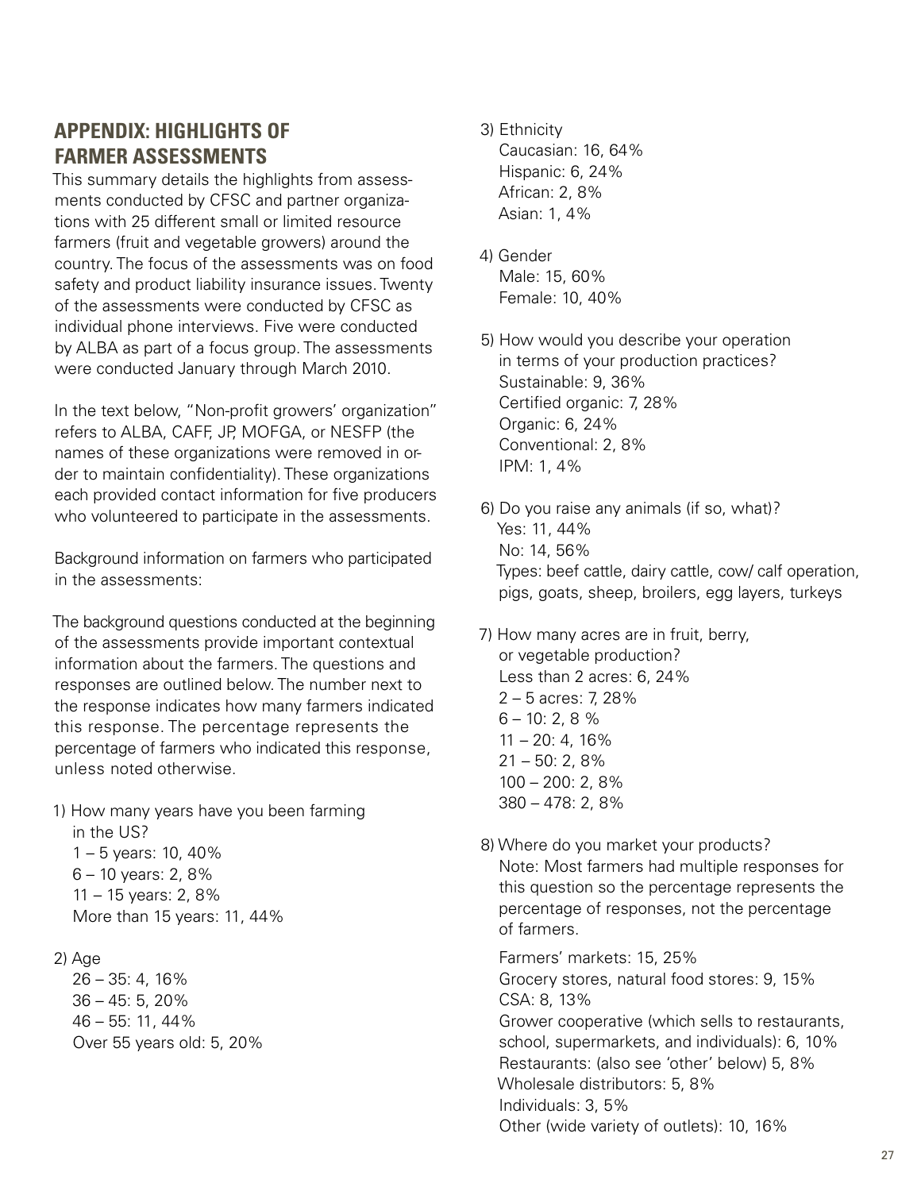## APPENDIX: HIGHLIGHTS OF FARMER ASSESSMENTS

This summary details the highlights from assessments conducted by CFSC and partner organizations with 25 different small or limited resource farmers (fruit and vegetable growers) around the country. The focus of the assessments was on food safety and product liability insurance issues. Twenty of the assessments were conducted by CFSC as individual phone interviews. Five were conducted by ALBA as part of a focus group. The assessments were conducted January through March 2010.

In the text below, "Non-profit growers' organization" refers to ALBA, CAFF, JP, MOFGA, or NESFP (the names of these organizations were removed in order to maintain confidentiality). These organizations each provided contact information for five producers who volunteered to participate in the assessments.

Background information on farmers who participated in the assessments:

The background questions conducted at the beginning of the assessments provide important contextual information about the farmers. The questions and responses are outlined below. The number next to the response indicates how many farmers indicated this response. The percentage represents the percentage of farmers who indicated this response, unless noted otherwise.

1) How many years have you been farming in the US?
   - 1 – 5 years: 10, 40%
   - 6 – 10 years: 2, 8%
   - 11 – 15 years: 2, 8%
   - More than 15 years: 11, 44%

2) Age
   - 26 – 35: 4, 16%
   - 36 – 45: 5, 20%
   - 46 – 55: 11, 44%
   - Over 55 years old: 5, 20%

3) Ethnicity
   - Caucasian: 16, 64%
   - Hispanic: 6, 24%
   - African: 2, 8%
   - Asian: 1, 4%

4) Gender
   - Male: 15, 60%
   - Female: 10, 40%

5) How would you describe your operation in terms of your production practices?
   - Sustainable: 9, 36%
   - Certified organic: 7, 28%
   - Organic: 6, 24%
   - Conventional: 2, 8%
   - IPM: 1, 4%

6) Do you raise any animals (if so, what)?
   - Yes: 11, 44%
   - No: 14, 56%
   - Types: beef cattle, dairy cattle, cow/ calf operation, pigs, goats, sheep, broilers, egg layers, turkeys

7) How many acres are in fruit, berry, or vegetable production?
   - Less than 2 acres: 6, 24%
   - 2 – 5 acres: 7, 28%
   - 6 – 10: 2, 8 %
   - 11 – 20: 4, 16%
   - 21 – 50: 2, 8%
   - 100 – 200: 2, 8%
   - 380 – 478: 2, 8%

8) Where do you market your products?
   Note: Most farmers had multiple responses for this question so the percentage represents the percentage of responses, not the percentage of farmers.

   - Farmers' markets: 15, 25%
   - Grocery stores, natural food stores: 9, 15%
   - CSA: 8, 13%
   - Grower cooperative (which sells to restaurants, school, supermarkets, and individuals): 6, 10%
   - Restaurants: (also see 'other' below) 5, 8%
   - Wholesale distributors: 5, 8%
   - Individuals: 3, 5%
   - Other (wide variety of outlets): 10, 16%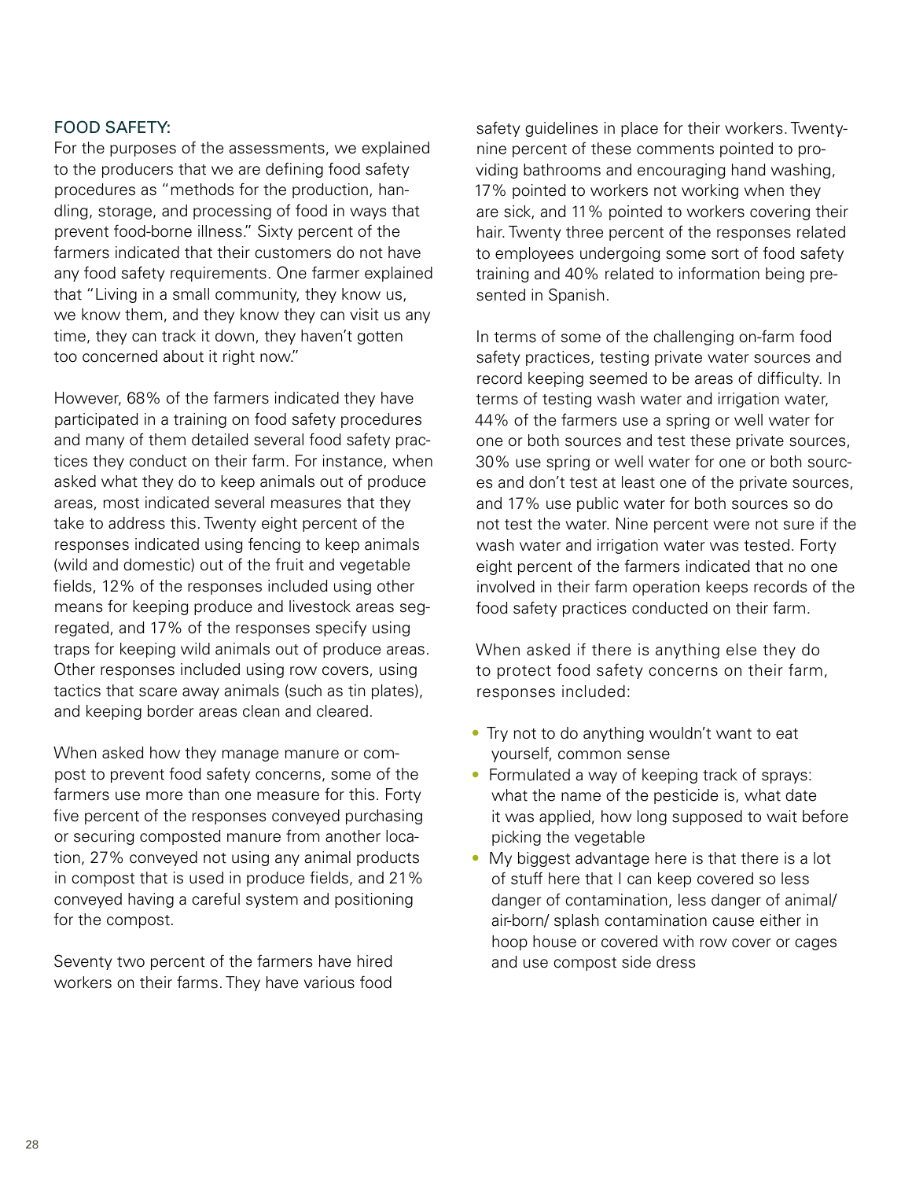## FOOD SAFETY:

For the purposes of the assessments, we explained to the producers that we are defining food safety procedures as "methods for the production, handling, storage, and processing of food in ways that prevent food-borne illness." Sixty percent of the farmers indicated that their customers do not have any food safety requirements. One farmer explained that "Living in a small community, they know us, we know them, and they know they can visit us any time, they can track it down, they haven't gotten too concerned about it right now."

However, 68% of the farmers indicated they have participated in a training on food safety procedures and many of them detailed several food safety practices they conduct on their farm. For instance, when asked what they do to keep animals out of produce areas, most indicated several measures that they take to address this. Twenty eight percent of the responses indicated using fencing to keep animals (wild and domestic) out of the fruit and vegetable fields, 12% of the responses included using other means for keeping produce and livestock areas segregated, and 17% of the responses specify using traps for keeping wild animals out of produce areas. Other responses included using row covers, using tactics that scare away animals (such as tin plates), and keeping border areas clean and cleared.

When asked how they manage manure or compost to prevent food safety concerns, some of the farmers use more than one measure for this. Forty five percent of the responses conveyed purchasing or securing composted manure from another location, 27% conveyed not using any animal products in compost that is used in produce fields, and 21% conveyed having a careful system and positioning for the compost.

Seventy two percent of the farmers have hired workers on their farms. They have various food safety guidelines in place for their workers. Twenty-nine percent of these comments pointed to providing bathrooms and encouraging hand washing, 17% pointed to workers not working when they are sick, and 11% pointed to workers covering their hair. Twenty three percent of the responses related to employees undergoing some sort of food safety training and 40% related to information being presented in Spanish.

In terms of some of the challenging on-farm food safety practices, testing private water sources and record keeping seemed to be areas of difficulty. In terms of testing wash water and irrigation water, 44% of the farmers use a spring or well water for one or both sources and test these private sources, 30% use spring or well water for one or both sources and don't test at least one of the private sources, and 17% use public water for both sources so do not test the water. Nine percent were not sure if the wash water and irrigation water was tested. Forty eight percent of the farmers indicated that no one involved in their farm operation keeps records of the food safety practices conducted on their farm.

When asked if there is anything else they do to protect food safety concerns on their farm, responses included:

- Try not to do anything wouldn't want to eat yourself, common sense
- Formulated a way of keeping track of sprays: what the name of the pesticide is, what date it was applied, how long supposed to wait before picking the vegetable
- My biggest advantage here is that there is a lot of stuff here that I can keep covered so less danger of contamination, less danger of animal/air-born/ splash contamination cause either in hoop house or covered with row cover or cages and use compost side dress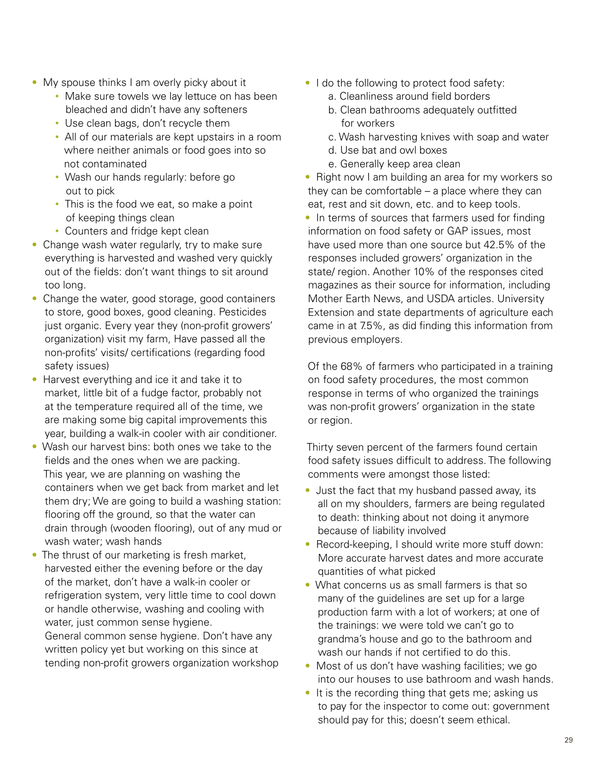- My spouse thinks I am overly picky about it
    - Make sure towels we lay lettuce on has been bleached and didn't have any softeners
    - Use clean bags, don't recycle them
    - All of our materials are kept upstairs in a room where neither animals or food goes into so not contaminated
    - Wash our hands regularly: before go out to pick
    - This is the food we eat, so make a point of keeping things clean
    - Counters and fridge kept clean
- Change wash water regularly, try to make sure everything is harvested and washed very quickly out of the fields: don't want things to sit around too long.
- Change the water, good storage, good containers to store, good boxes, good cleaning. Pesticides just organic. Every year they (non-profit growers' organization) visit my farm, Have passed all the non-profits' visits/ certifications (regarding food safety issues)
- Harvest everything and ice it and take it to market, little bit of a fudge factor, probably not at the temperature required all of the time, we are making some big capital improvements this year, building a walk-in cooler with air conditioner.
- Wash our harvest bins: both ones we take to the fields and the ones when we are packing. This year, we are planning on washing the containers when we get back from market and let them dry; We are going to build a washing station: flooring off the ground, so that the water can drain through (wooden flooring), out of any mud or wash water; wash hands
- The thrust of our marketing is fresh market, harvested either the evening before or the day of the market, don't have a walk-in cooler or refrigeration system, very little time to cool down or handle otherwise, washing and cooling with water, just common sense hygiene. General common sense hygiene. Don't have any written policy yet but working on this since at tending non-profit growers organization workshop
- I do the following to protect food safety:
    a. Cleanliness around field borders
    b. Clean bathrooms adequately outfitted for workers
    c. Wash harvesting knives with soap and water
    d. Use bat and owl boxes
    e. Generally keep area clean
- Right now I am building an area for my workers so they can be comfortable – a place where they can eat, rest and sit down, etc. and to keep tools.
- In terms of sources that farmers used for finding information on food safety or GAP issues, most have used more than one source but 42.5% of the responses included growers' organization in the state/ region. Another 10% of the responses cited magazines as their source for information, including Mother Earth News, and USDA articles. University Extension and state departments of agriculture each came in at 7.5%, as did finding this information from previous employers.

Of the 68% of farmers who participated in a training on food safety procedures, the most common response in terms of who organized the trainings was non-profit growers' organization in the state or region.

Thirty seven percent of the farmers found certain food safety issues difficult to address. The following comments were amongst those listed:

- Just the fact that my husband passed away, its all on my shoulders, farmers are being regulated to death: thinking about not doing it anymore because of liability involved
- Record-keeping, I should write more stuff down: More accurate harvest dates and more accurate quantities of what picked
- What concerns us as small farmers is that so many of the guidelines are set up for a large production farm with a lot of workers; at one of the trainings: we were told we can't go to grandma's house and go to the bathroom and wash our hands if not certified to do this.
- Most of us don't have washing facilities; we go into our houses to use bathroom and wash hands.
- It is the recording thing that gets me; asking us to pay for the inspector to come out: government should pay for this; doesn't seem ethical.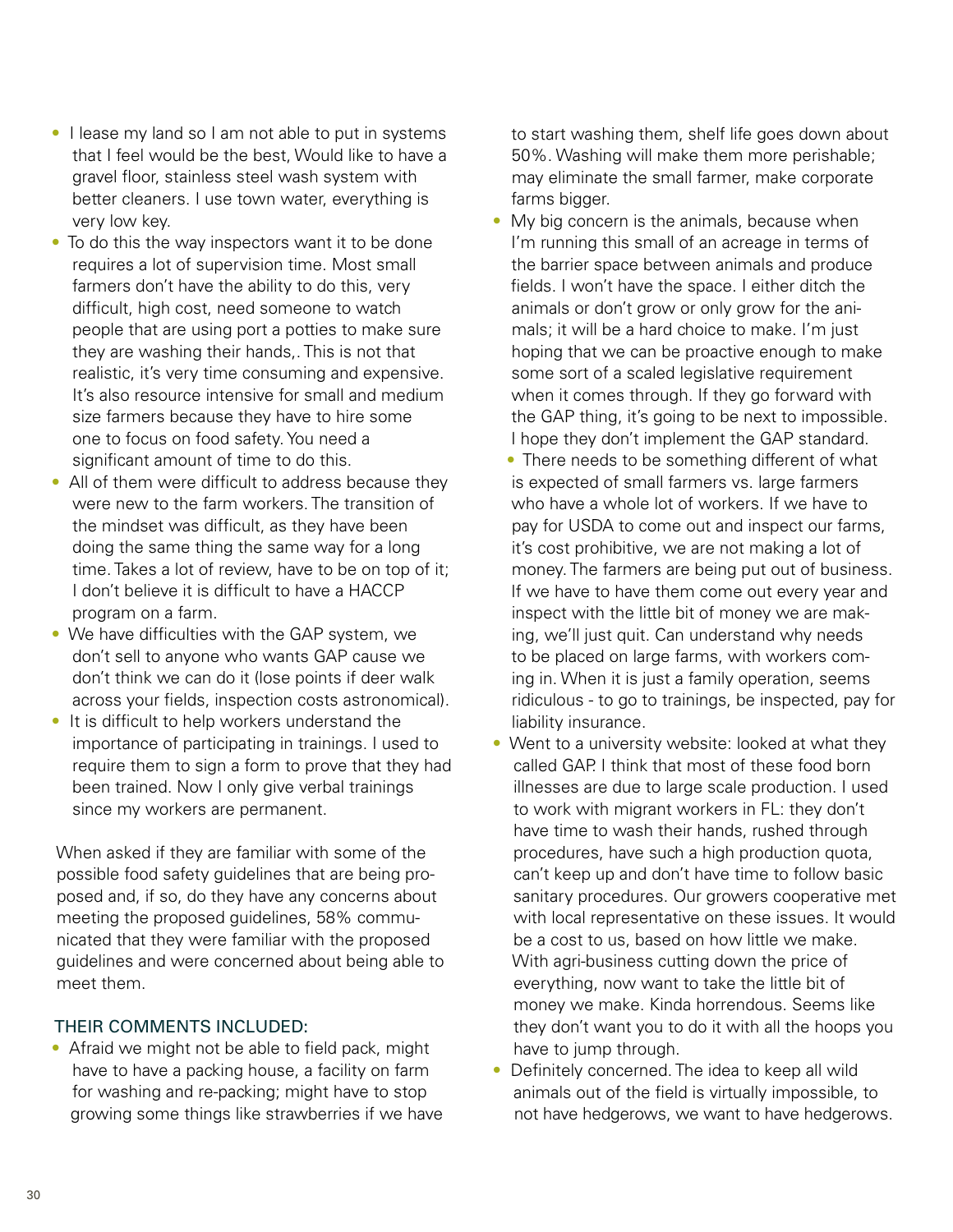- I lease my land so I am not able to put in systems that I feel would be the best, Would like to have a gravel floor, stainless steel wash system with better cleaners. I use town water, everything is very low key.
- To do this the way inspectors want it to be done requires a lot of supervision time. Most small farmers don't have the ability to do this, very difficult, high cost, need someone to watch people that are using port a potties to make sure they are washing their hands,. This is not that realistic, it's very time consuming and expensive. It's also resource intensive for small and medium size farmers because they have to hire some one to focus on food safety. You need a significant amount of time to do this.
- All of them were difficult to address because they were new to the farm workers. The transition of the mindset was difficult, as they have been doing the same thing the same way for a long time. Takes a lot of review, have to be on top of it; I don't believe it is difficult to have a HACCP program on a farm.
- We have difficulties with the GAP system, we don't sell to anyone who wants GAP cause we don't think we can do it (lose points if deer walk across your fields, inspection costs astronomical).
- It is difficult to help workers understand the importance of participating in trainings. I used to require them to sign a form to prove that they had been trained. Now I only give verbal trainings since my workers are permanent.

When asked if they are familiar with some of the possible food safety guidelines that are being proposed and, if so, do they have any concerns about meeting the proposed guidelines, 58% communicated that they were familiar with the proposed guidelines and were concerned about being able to meet them.

### THEIR COMMENTS INCLUDED:

- Afraid we might not be able to field pack, might have to have a packing house, a facility on farm for washing and re-packing; might have to stop growing some things like strawberries if we have to start washing them, shelf life goes down about 50%. Washing will make them more perishable; may eliminate the small farmer, make corporate farms bigger.
- My big concern is the animals, because when I'm running this small of an acreage in terms of the barrier space between animals and produce fields. I won't have the space. I either ditch the animals or don't grow or only grow for the animals; it will be a hard choice to make. I'm just hoping that we can be proactive enough to make some sort of a scaled legislative requirement when it comes through. If they go forward with the GAP thing, it's going to be next to impossible. I hope they don't implement the GAP standard.
- There needs to be something different of what is expected of small farmers vs. large farmers who have a whole lot of workers. If we have to pay for USDA to come out and inspect our farms, it's cost prohibitive, we are not making a lot of money. The farmers are being put out of business. If we have to have them come out every year and inspect with the little bit of money we are making, we'll just quit. Can understand why needs to be placed on large farms, with workers coming in. When it is just a family operation, seems ridiculous - to go to trainings, be inspected, pay for liability insurance.
- Went to a university website: looked at what they called GAP. I think that most of these food born illnesses are due to large scale production. I used to work with migrant workers in FL: they don't have time to wash their hands, rushed through procedures, have such a high production quota, can't keep up and don't have time to follow basic sanitary procedures. Our growers cooperative met with local representative on these issues. It would be a cost to us, based on how little we make. With agri-business cutting down the price of everything, now want to take the little bit of money we make. Kinda horrendous. Seems like they don't want you to do it with all the hoops you have to jump through.
- Definitely concerned. The idea to keep all wild animals out of the field is virtually impossible, to not have hedgerows, we want to have hedgerows.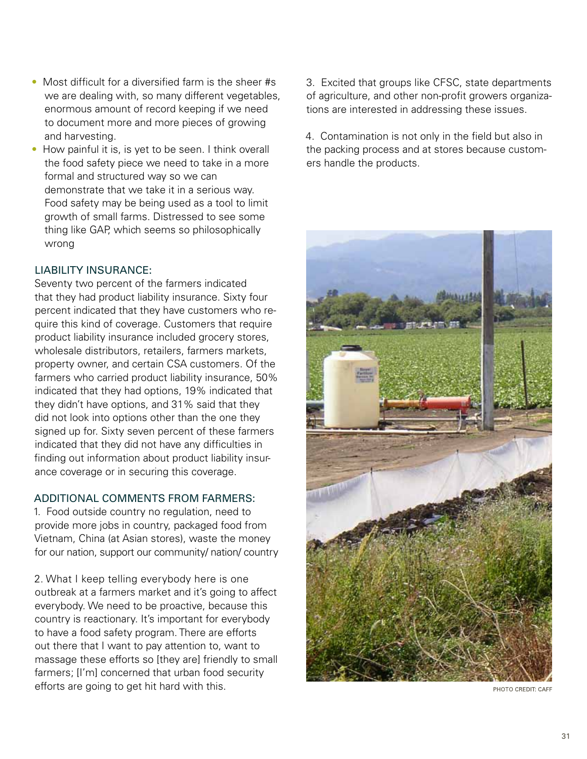- Most difficult for a diversified farm is the sheer #s we are dealing with, so many different vegetables, enormous amount of record keeping if we need to document more and more pieces of growing and harvesting.
- How painful it is, is yet to be seen. I think overall the food safety piece we need to take in a more formal and structured way so we can demonstrate that we take it in a serious way. Food safety may be being used as a tool to limit growth of small farms. Distressed to see some thing like GAP, which seems so philosophically wrong

### LIABILITY INSURANCE:

Seventy two percent of the farmers indicated that they had product liability insurance. Sixty four percent indicated that they have customers who require this kind of coverage. Customers that require product liability insurance included grocery stores, wholesale distributors, retailers, farmers markets, property owner, and certain CSA customers. Of the farmers who carried product liability insurance, 50% indicated that they had options, 19% indicated that they didn't have options, and 31% said that they did not look into options other than the one they signed up for. Sixty seven percent of these farmers indicated that they did not have any difficulties in finding out information about product liability insurance coverage or in securing this coverage.

### ADDITIONAL COMMENTS FROM FARMERS:

1. Food outside country no regulation, need to provide more jobs in country, packaged food from Vietnam, China (at Asian stores), waste the money for our nation, support our community/ nation/ country

2. What I keep telling everybody here is one outbreak at a farmers market and it's going to affect everybody. We need to be proactive, because this country is reactionary. It's important for everybody to have a food safety program. There are efforts out there that I want to pay attention to, want to massage these efforts so [they are] friendly to small farmers; [I'm] concerned that urban food security efforts are going to get hit hard with this.

3. Excited that groups like CFSC, state departments of agriculture, and other non-profit growers organizations are interested in addressing these issues.

4. Contamination is not only in the field but also in the packing process and at stores because customers handle the products.

PHOTO CREDIT: CAFF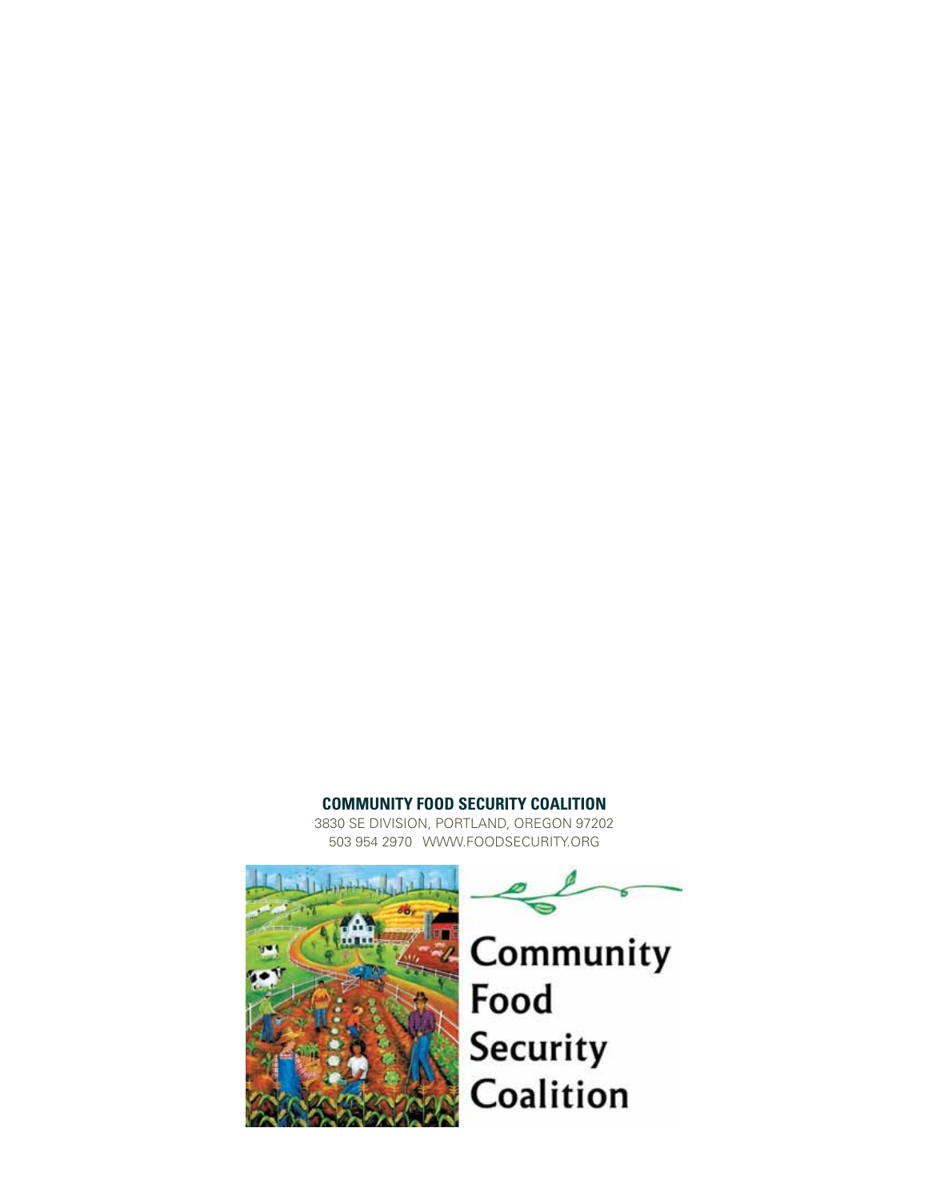**COMMUNITY FOOD SECURITY COALITION**

3830 SE DIVISION, PORTLAND, OREGON 97202

503 954 2970 WWW.FOODSECURITY.ORG

Community Food Security Coalition